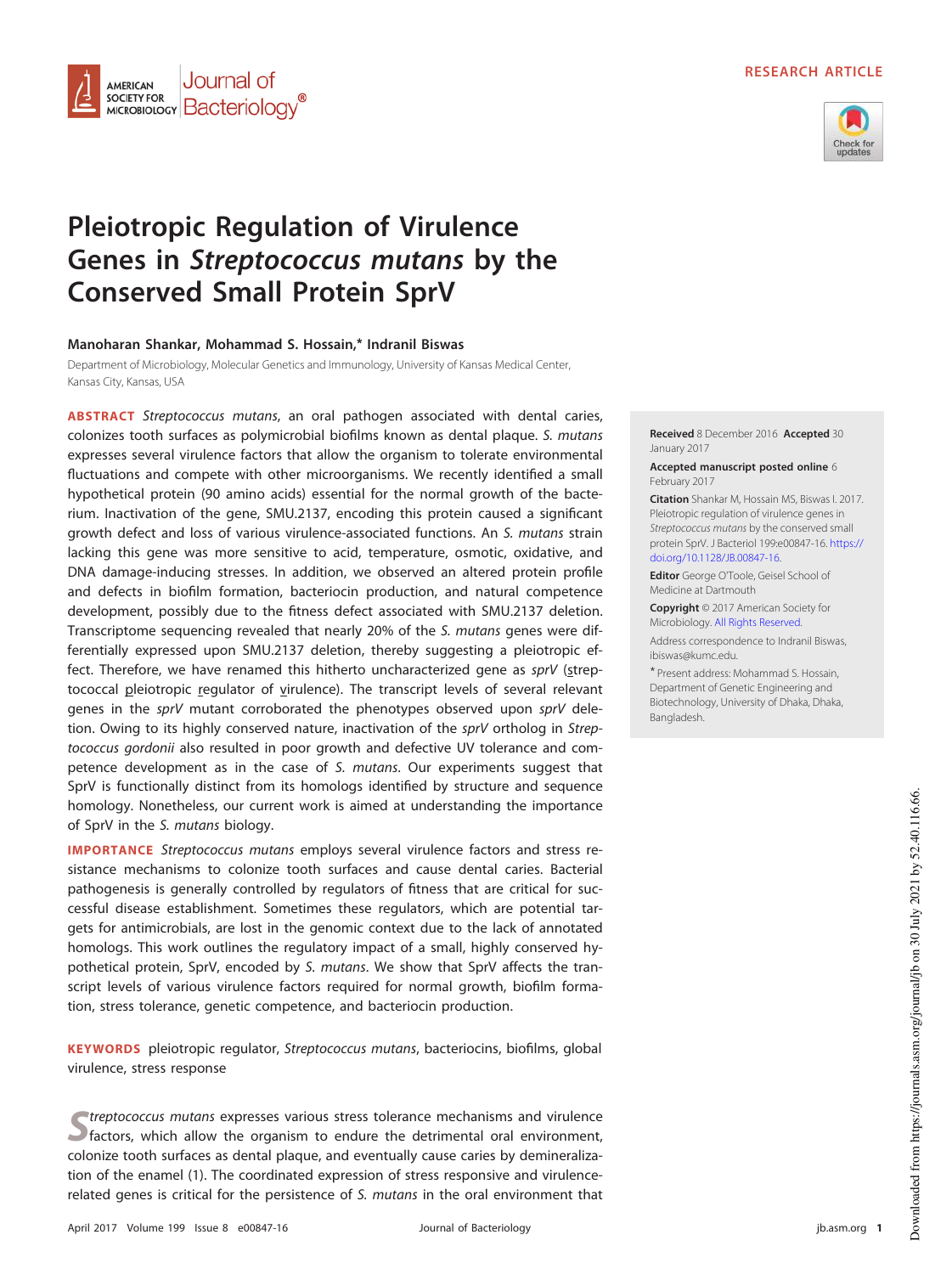RESEARCH ARTICLE

# Pleiotropic Regulation of Virulence Genes in *Streptococcus mutans* by the Conserved Small Protein SprV

**Manoharan Shankar, Mohammad S. Hossain,* Indranil Biswas**

Department of Microbiology, Molecular Genetics and Immunology, University of Kansas Medical Center, Kansas City, Kansas, USA

**ABSTRACT** *Streptococcus mutans*, an oral pathogen associated with dental caries, colonizes tooth surfaces as polymicrobial biofilms known as dental plaque. *S. mutans* expresses several virulence factors that allow the organism to tolerate environmental fluctuations and compete with other microorganisms. We recently identified a small hypothetical protein (90 amino acids) essential for the normal growth of the bacterium. Inactivation of the gene, SMU.2137, encoding this protein caused a significant growth defect and loss of various virulence-associated functions. An *S. mutans* strain lacking this gene was more sensitive to acid, temperature, osmotic, oxidative, and DNA damage-inducing stresses. In addition, we observed an altered protein profile and defects in biofilm formation, bacteriocin production, and natural competence development, possibly due to the fitness defect associated with SMU.2137 deletion. Transcriptome sequencing revealed that nearly 20% of the *S. mutans* genes were differentially expressed upon SMU.2137 deletion, thereby suggesting a pleiotropic effect. Therefore, we have renamed this hitherto uncharacterized gene as *sprV* (streptococcal pleiotropic regulator of virulence). The transcript levels of several relevant genes in the *sprV* mutant corroborated the phenotypes observed upon *sprV* deletion. Owing to its highly conserved nature, inactivation of the *sprV* ortholog in *Streptococcus gordonii* also resulted in poor growth and defective UV tolerance and competence development as in the case of *S. mutans*. Our experiments suggest that SprV is functionally distinct from its homologs identified by structure and sequence homology. Nonetheless, our current work is aimed at understanding the importance of SprV in the *S. mutans* biology.

**IMPORTANCE** *Streptococcus mutans* employs several virulence factors and stress resistance mechanisms to colonize tooth surfaces and cause dental caries. Bacterial pathogenesis is generally controlled by regulators of fitness that are critical for successful disease establishment. Sometimes these regulators, which are potential targets for antimicrobials, are lost in the genomic context due to the lack of annotated homologs. This work outlines the regulatory impact of a small, highly conserved hypothetical protein, SprV, encoded by *S. mutans*. We show that SprV affects the transcript levels of various virulence factors required for normal growth, biofilm formation, stress tolerance, genetic competence, and bacteriocin production.

**KEYWORDS** pleiotropic regulator, *Streptococcus mutans*, bacteriocins, biofilms, global virulence, stress response

**Received** 8 December 2016 **Accepted** 30 January 2017

**Accepted manuscript posted online** 6 February 2017

**Citation** Shankar M, Hossain MS, Biswas I. 2017. Pleiotropic regulation of virulence genes in *Streptococcus mutans* by the conserved small protein SprV. J Bacteriol 199:e00847-16. https://doi.org/10.1128/JB.00847-16.

**Editor** George O'Toole, Geisel School of Medicine at Dartmouth

**Copyright** © 2017 American Society for Microbiology. All Rights Reserved.

Address correspondence to Indranil Biswas, ibiswas@kumc.edu.

* Present address: Mohammad S. Hossain, Department of Genetic Engineering and Biotechnology, University of Dhaka, Dhaka, Bangladesh.

*Streptococcus mutans* expresses various stress tolerance mechanisms and virulence factors, which allow the organism to endure the detrimental oral environment, colonize tooth surfaces as dental plaque, and eventually cause caries by demineralization of the enamel (1). The coordinated expression of stress responsive and virulence-related genes is critical for the persistence of *S. mutans* in the oral environment that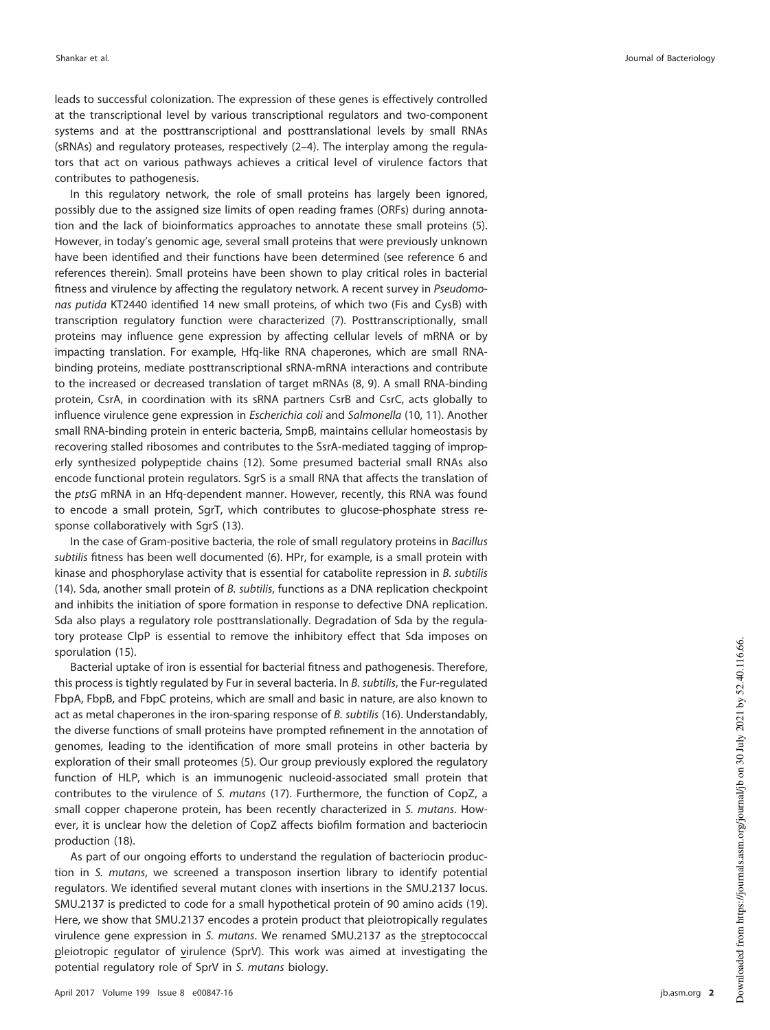leads to successful colonization. The expression of these genes is effectively controlled at the transcriptional level by various transcriptional regulators and two-component systems and at the posttranscriptional and posttranslational levels by small RNAs (sRNAs) and regulatory proteases, respectively (2–4). The interplay among the regulators that act on various pathways achieves a critical level of virulence factors that contributes to pathogenesis.

In this regulatory network, the role of small proteins has largely been ignored, possibly due to the assigned size limits of open reading frames (ORFs) during annotation and the lack of bioinformatics approaches to annotate these small proteins (5). However, in today's genomic age, several small proteins that were previously unknown have been identified and their functions have been determined (see reference 6 and references therein). Small proteins have been shown to play critical roles in bacterial fitness and virulence by affecting the regulatory network. A recent survey in *Pseudomonas putida* KT2440 identified 14 new small proteins, of which two (Fis and CysB) with transcription regulatory function were characterized (7). Posttranscriptionally, small proteins may influence gene expression by affecting cellular levels of mRNA or by impacting translation. For example, Hfq-like RNA chaperones, which are small RNA-binding proteins, mediate posttranscriptional sRNA-mRNA interactions and contribute to the increased or decreased translation of target mRNAs (8, 9). A small RNA-binding protein, CsrA, in coordination with its sRNA partners CsrB and CsrC, acts globally to influence virulence gene expression in *Escherichia coli* and *Salmonella* (10, 11). Another small RNA-binding protein in enteric bacteria, SmpB, maintains cellular homeostasis by recovering stalled ribosomes and contributes to the SsrA-mediated tagging of improperly synthesized polypeptide chains (12). Some presumed bacterial small RNAs also encode functional protein regulators. SgrS is a small RNA that affects the translation of the *ptsG* mRNA in an Hfq-dependent manner. However, recently, this RNA was found to encode a small protein, SgrT, which contributes to glucose-phosphate stress response collaboratively with SgrS (13).

In the case of Gram-positive bacteria, the role of small regulatory proteins in *Bacillus subtilis* fitness has been well documented (6). HPr, for example, is a small protein with kinase and phosphorylase activity that is essential for catabolite repression in *B. subtilis* (14). Sda, another small protein of *B. subtilis*, functions as a DNA replication checkpoint and inhibits the initiation of spore formation in response to defective DNA replication. Sda also plays a regulatory role posttranslationally. Degradation of Sda by the regulatory protease ClpP is essential to remove the inhibitory effect that Sda imposes on sporulation (15).

Bacterial uptake of iron is essential for bacterial fitness and pathogenesis. Therefore, this process is tightly regulated by Fur in several bacteria. In *B. subtilis*, the Fur-regulated FbpA, FbpB, and FbpC proteins, which are small and basic in nature, are also known to act as metal chaperones in the iron-sparing response of *B. subtilis* (16). Understandably, the diverse functions of small proteins have prompted refinement in the annotation of genomes, leading to the identification of more small proteins in other bacteria by exploration of their small proteomes (5). Our group previously explored the regulatory function of HLP, which is an immunogenic nucleoid-associated small protein that contributes to the virulence of *S. mutans* (17). Furthermore, the function of CopZ, a small copper chaperone protein, has been recently characterized in *S. mutans*. However, it is unclear how the deletion of CopZ affects biofilm formation and bacteriocin production (18).

As part of our ongoing efforts to understand the regulation of bacteriocin production in *S. mutans*, we screened a transposon insertion library to identify potential regulators. We identified several mutant clones with insertions in the SMU.2137 locus. SMU.2137 is predicted to code for a small hypothetical protein of 90 amino acids (19). Here, we show that SMU.2137 encodes a protein product that pleiotropically regulates virulence gene expression in *S. mutans*. We renamed SMU.2137 as the streptococcal pleiotropic regulator of virulence (SprV). This work was aimed at investigating the potential regulatory role of SprV in *S. mutans* biology.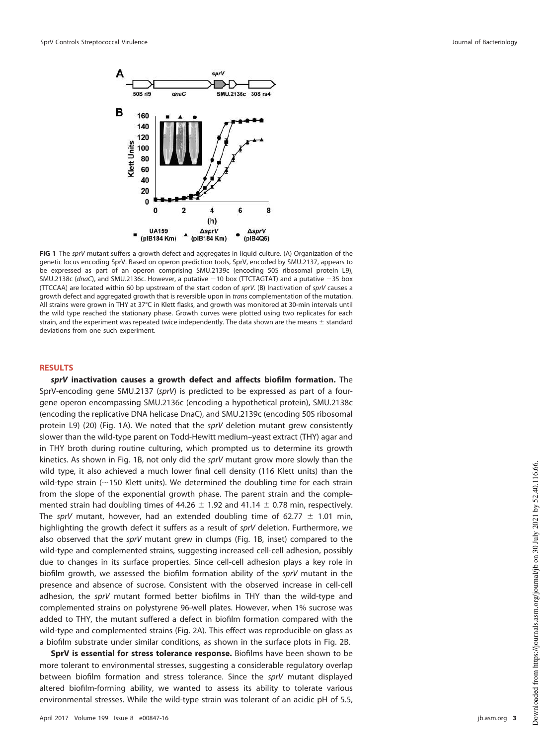**FIG 1** The *sprV* mutant suffers a growth defect and aggregates in liquid culture. (A) Organization of the genetic locus encoding SprV. Based on operon prediction tools, SprV, encoded by SMU.2137, appears to be expressed as part of an operon comprising SMU.2139c (encoding 50S ribosomal protein L9), SMU.2138c (*dnaC*), and SMU.2136c. However, a putative −10 box (TTCTAGTAT) and a putative −35 box (TTCCAA) are located within 60 bp upstream of the start codon of *sprV*. (B) Inactivation of *sprV* causes a growth defect and aggregated growth that is reversible upon in *trans* complementation of the mutation. All strains were grown in THY at 37°C in Klett flasks, and growth was monitored at 30-min intervals until the wild type reached the stationary phase. Growth curves were plotted using two replicates for each strain, and the experiment was repeated twice independently. The data shown are the means ± standard deviations from one such experiment.

## RESULTS

***sprV* inactivation causes a growth defect and affects biofilm formation.** The SprV-encoding gene SMU.2137 (*sprV*) is predicted to be expressed as part of a four-gene operon encompassing SMU.2136c (encoding a hypothetical protein), SMU.2138c (encoding the replicative DNA helicase DnaC), and SMU.2139c (encoding 50S ribosomal protein L9) (20) (Fig. 1A). We noted that the *sprV* deletion mutant grew consistently slower than the wild-type parent on Todd-Hewitt medium–yeast extract (THY) agar and in THY broth during routine culturing, which prompted us to determine its growth kinetics. As shown in Fig. 1B, not only did the *sprV* mutant grow more slowly than the wild type, it also achieved a much lower final cell density (116 Klett units) than the wild-type strain (~150 Klett units). We determined the doubling time for each strain from the slope of the exponential growth phase. The parent strain and the complemented strain had doubling times of 44.26 ± 1.92 and 41.14 ± 0.78 min, respectively. The *sprV* mutant, however, had an extended doubling time of 62.77 ± 1.01 min, highlighting the growth defect it suffers as a result of *sprV* deletion. Furthermore, we also observed that the *sprV* mutant grew in clumps (Fig. 1B, inset) compared to the wild-type and complemented strains, suggesting increased cell-cell adhesion, possibly due to changes in its surface properties. Since cell-cell adhesion plays a key role in biofilm growth, we assessed the biofilm formation ability of the *sprV* mutant in the presence and absence of sucrose. Consistent with the observed increase in cell-cell adhesion, the *sprV* mutant formed better biofilms in THY than the wild-type and complemented strains on polystyrene 96-well plates. However, when 1% sucrose was added to THY, the mutant suffered a defect in biofilm formation compared with the wild-type and complemented strains (Fig. 2A). This effect was reproducible on glass as a biofilm substrate under similar conditions, as shown in the surface plots in Fig. 2B.

**SprV is essential for stress tolerance response.** Biofilms have been shown to be more tolerant to environmental stresses, suggesting a considerable regulatory overlap between biofilm formation and stress tolerance. Since the *sprV* mutant displayed altered biofilm-forming ability, we wanted to assess its ability to tolerate various environmental stresses. While the wild-type strain was tolerant of an acidic pH of 5.5,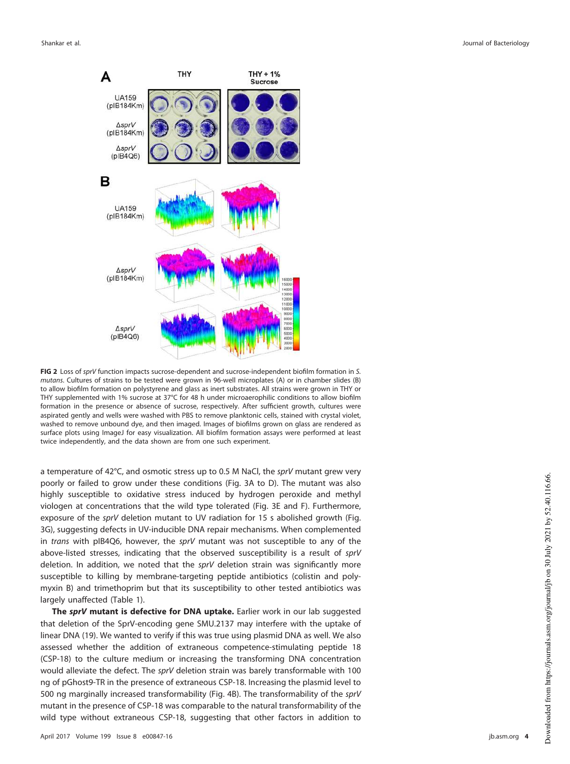FIG 2 Loss of *sprV* function impacts sucrose-dependent and sucrose-independent biofilm formation in *S. mutans*. Cultures of strains to be tested were grown in 96-well microplates (A) or in chamber slides (B) to allow biofilm formation on polystyrene and glass as inert substrates. All strains were grown in THY or THY supplemented with 1% sucrose at 37°C for 48 h under microaerophilic conditions to allow biofilm formation in the presence or absence of sucrose, respectively. After sufficient growth, cultures were aspirated gently and wells were washed with PBS to remove planktonic cells, stained with crystal violet, washed to remove unbound dye, and then imaged. Images of biofilms grown on glass are rendered as surface plots using ImageJ for easy visualization. All biofilm formation assays were performed at least twice independently, and the data shown are from one such experiment.

a temperature of 42°C, and osmotic stress up to 0.5 M NaCl, the *sprV* mutant grew very poorly or failed to grow under these conditions (Fig. 3A to D). The mutant was also highly susceptible to oxidative stress induced by hydrogen peroxide and methyl viologen at concentrations that the wild type tolerated (Fig. 3E and F). Furthermore, exposure of the *sprV* deletion mutant to UV radiation for 15 s abolished growth (Fig. 3G), suggesting defects in UV-inducible DNA repair mechanisms. When complemented in *trans* with pIB4Q6, however, the *sprV* mutant was not susceptible to any of the above-listed stresses, indicating that the observed susceptibility is a result of *sprV* deletion. In addition, we noted that the *sprV* deletion strain was significantly more susceptible to killing by membrane-targeting peptide antibiotics (colistin and polymyxin B) and trimethoprim but that its susceptibility to other tested antibiotics was largely unaffected (Table 1).

**The *sprV* mutant is defective for DNA uptake.** Earlier work in our lab suggested that deletion of the SprV-encoding gene SMU.2137 may interfere with the uptake of linear DNA (19). We wanted to verify if this was true using plasmid DNA as well. We also assessed whether the addition of extraneous competence-stimulating peptide 18 (CSP-18) to the culture medium or increasing the transforming DNA concentration would alleviate the defect. The *sprV* deletion strain was barely transformable with 100 ng of pGhost9-TR in the presence of extraneous CSP-18. Increasing the plasmid level to 500 ng marginally increased transformability (Fig. 4B). The transformability of the *sprV* mutant in the presence of CSP-18 was comparable to the natural transformability of the wild type without extraneous CSP-18, suggesting that other factors in addition to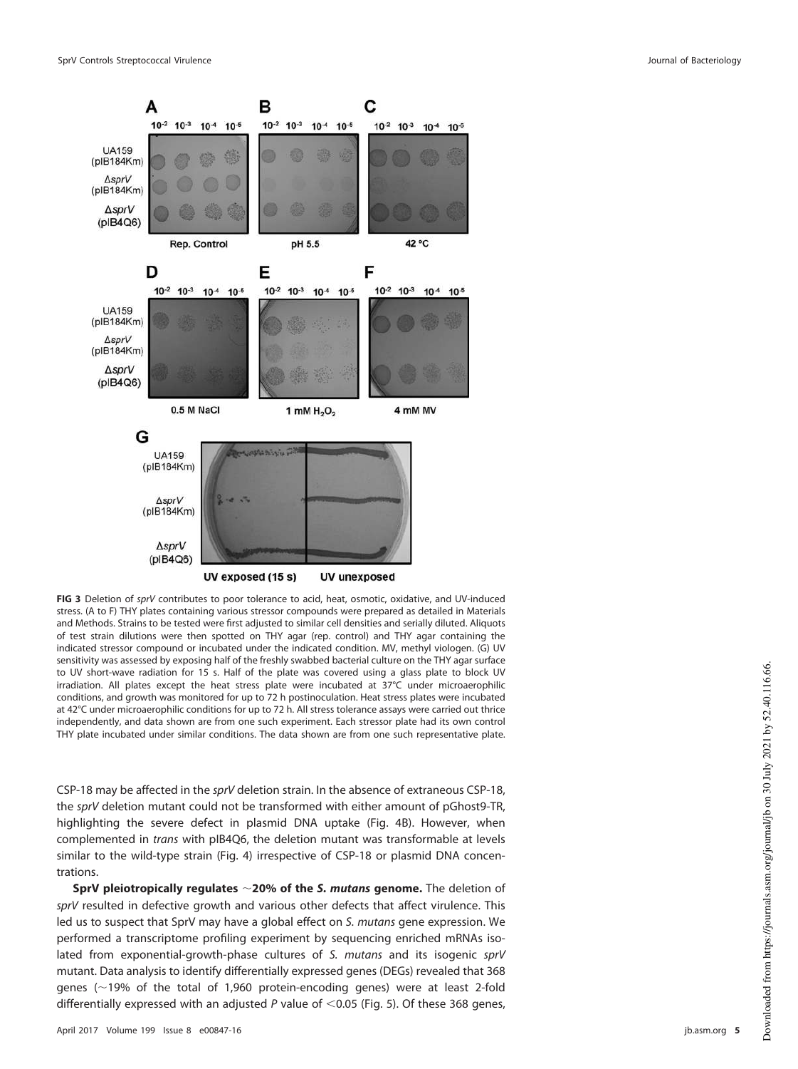**FIG 3** Deletion of *sprV* contributes to poor tolerance to acid, heat, osmotic, oxidative, and UV-induced stress. (A to F) THY plates containing various stressor compounds were prepared as detailed in Materials and Methods. Strains to be tested were first adjusted to similar cell densities and serially diluted. Aliquots of test strain dilutions were then spotted on THY agar (rep. control) and THY agar containing the indicated stressor compound or incubated under the indicated condition. MV, methyl viologen. (G) UV sensitivity was assessed by exposing half of the freshly swabbed bacterial culture on the THY agar surface to UV short-wave radiation for 15 s. Half of the plate was covered using a glass plate to block UV irradiation. All plates except the heat stress plate were incubated at 37°C under microaerophilic conditions, and growth was monitored for up to 72 h postinoculation. Heat stress plates were incubated at 42°C under microaerophilic conditions for up to 72 h. All stress tolerance assays were carried out thrice independently, and data shown are from one such experiment. Each stressor plate had its own control THY plate incubated under similar conditions. The data shown are from one such representative plate.

CSP-18 may be affected in the *sprV* deletion strain. In the absence of extraneous CSP-18, the *sprV* deletion mutant could not be transformed with either amount of pGhost9-TR, highlighting the severe defect in plasmid DNA uptake (Fig. 4B). However, when complemented in *trans* with pIB4Q6, the deletion mutant was transformable at levels similar to the wild-type strain (Fig. 4) irrespective of CSP-18 or plasmid DNA concentrations.

**SprV pleiotropically regulates ~20% of the *S. mutans* genome.** The deletion of *sprV* resulted in defective growth and various other defects that affect virulence. This led us to suspect that SprV may have a global effect on *S. mutans* gene expression. We performed a transcriptome profiling experiment by sequencing enriched mRNAs isolated from exponential-growth-phase cultures of *S. mutans* and its isogenic *sprV* mutant. Data analysis to identify differentially expressed genes (DEGs) revealed that 368 genes (~19% of the total of 1,960 protein-encoding genes) were at least 2-fold differentially expressed with an adjusted *P* value of $<0.05$ (Fig. 5). Of these 368 genes,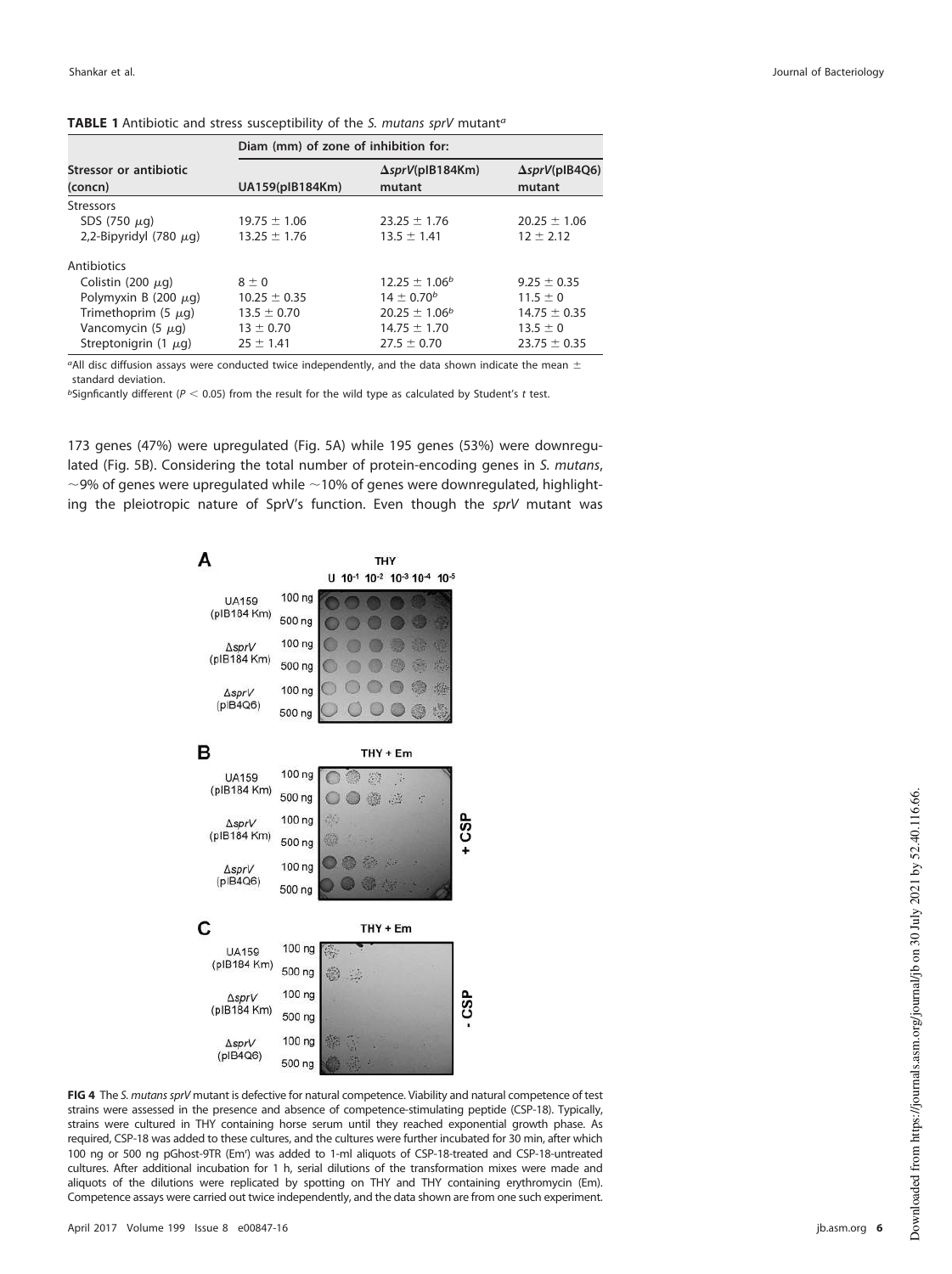**TABLE 1** Antibiotic and stress susceptibility of the *S. mutans sprV* mutant[a]

| Stressor or antibiotic (concn) | Diam (mm) of zone of inhibition for: | | |
|---|---|---|---|
| | UA159(pIB184Km) | ΔsprV(pIB184Km) mutant | ΔsprV(pIB4Q6) mutant |
| Stressors | | | |
| SDS (750 μg) | 19.75 ± 1.06 | 23.25 ± 1.76 | 20.25 ± 1.06 |
| 2,2-Bipyridyl (780 μg) | 13.25 ± 1.76 | 13.5 ± 1.41 | 12 ± 2.12 |
| Antibiotics | | | |
| Colistin (200 μg) | 8 ± 0 | 12.25 ± 1.06[b] | 9.25 ± 0.35 |
| Polymyxin B (200 μg) | 10.25 ± 0.35 | 14 ± 0.70[b] | 11.5 ± 0 |
| Trimethoprim (5 μg) | 13.5 ± 0.70 | 20.25 ± 1.06[b] | 14.75 ± 0.35 |
| Vancomycin (5 μg) | 13 ± 0.70 | 14.75 ± 1.70 | 13.5 ± 0 |
| Streptonigrin (1 μg) | 25 ± 1.41 | 27.5 ± 0.70 | 23.75 ± 0.35 |

[a]All disc diffusion assays were conducted twice independently, and the data shown indicate the mean ± standard deviation.

[b]Signficantly different ($P < 0.05$) from the result for the wild type as calculated by Student's *t* test.

173 genes (47%) were upregulated (Fig. 5A) while 195 genes (53%) were downregulated (Fig. 5B). Considering the total number of protein-encoding genes in *S. mutans*, ~9% of genes were upregulated while ~10% of genes were downregulated, highlighting the pleiotropic nature of SprV's function. Even though the *sprV* mutant was

**FIG 4** The *S. mutans sprV* mutant is defective for natural competence. Viability and natural competence of test strains were assessed in the presence and absence of competence-stimulating peptide (CSP-18). Typically, strains were cultured in THY containing horse serum until they reached exponential growth phase. As required, CSP-18 was added to these cultures, and the cultures were further incubated for 30 min, after which 100 ng or 500 ng pGhost-9TR (Em[r]) was added to 1-ml aliquots of CSP-18-treated and CSP-18-untreated cultures. After additional incubation for 1 h, serial dilutions of the transformation mixes were made and aliquots of the dilutions were replicated by spotting on THY and THY containing erythromycin (Em). Competence assays were carried out twice independently, and the data shown are from one such experiment.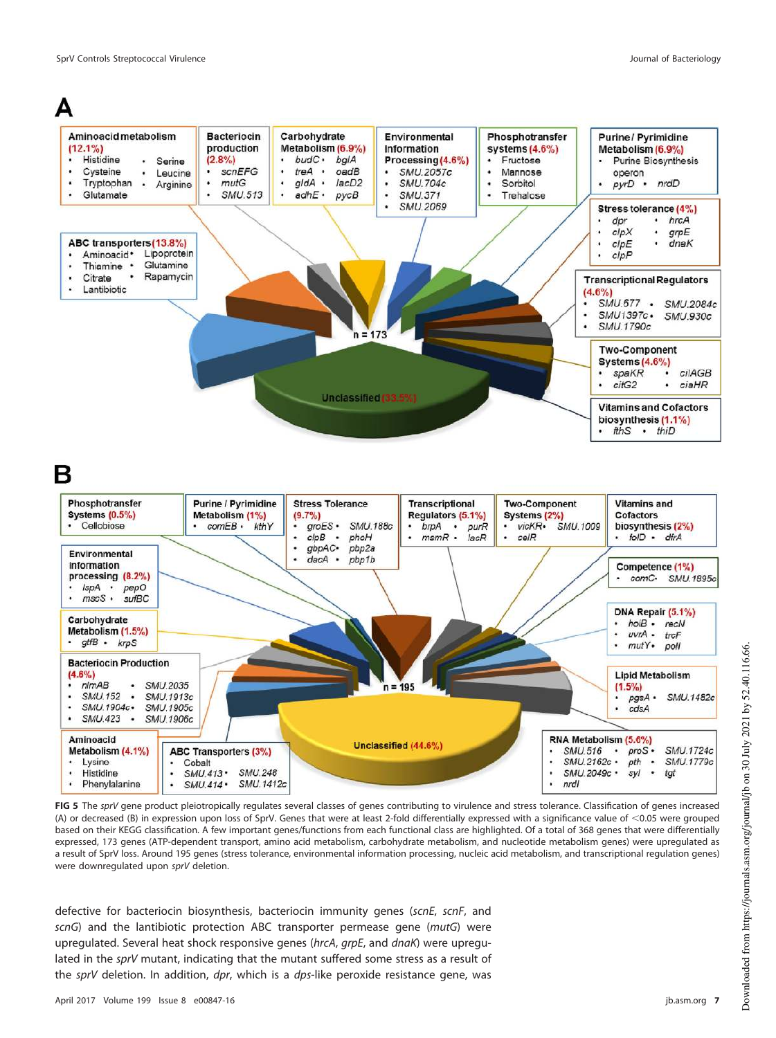**FIG 5** The *sprV* gene product pleiotropically regulates several classes of genes contributing to virulence and stress tolerance. Classification of genes increased (A) or decreased (B) in expression upon loss of SprV. Genes that were at least 2-fold differentially expressed with a significance value of <0.05 were grouped based on their KEGG classification. A few important genes/functions from each functional class are highlighted. Of a total of 368 genes that were differentially expressed, 173 genes (ATP-dependent transport, amino acid metabolism, carbohydrate metabolism, and nucleotide metabolism genes) were upregulated as a result of SprV loss. Around 195 genes (stress tolerance, environmental information processing, nucleic acid metabolism, and transcriptional regulation genes) were downregulated upon *sprV* deletion.

defective for bacteriocin biosynthesis, bacteriocin immunity genes (*scnE*, *scnF*, and *scnG*) and the lantibiotic protection ABC transporter permease gene (*mutG*) were upregulated. Several heat shock responsive genes (*hrcA*, *grpE*, and *dnaK*) were upregulated in the *sprV* mutant, indicating that the mutant suffered some stress as a result of the *sprV* deletion. In addition, *dpr*, which is a *dps*-like peroxide resistance gene, was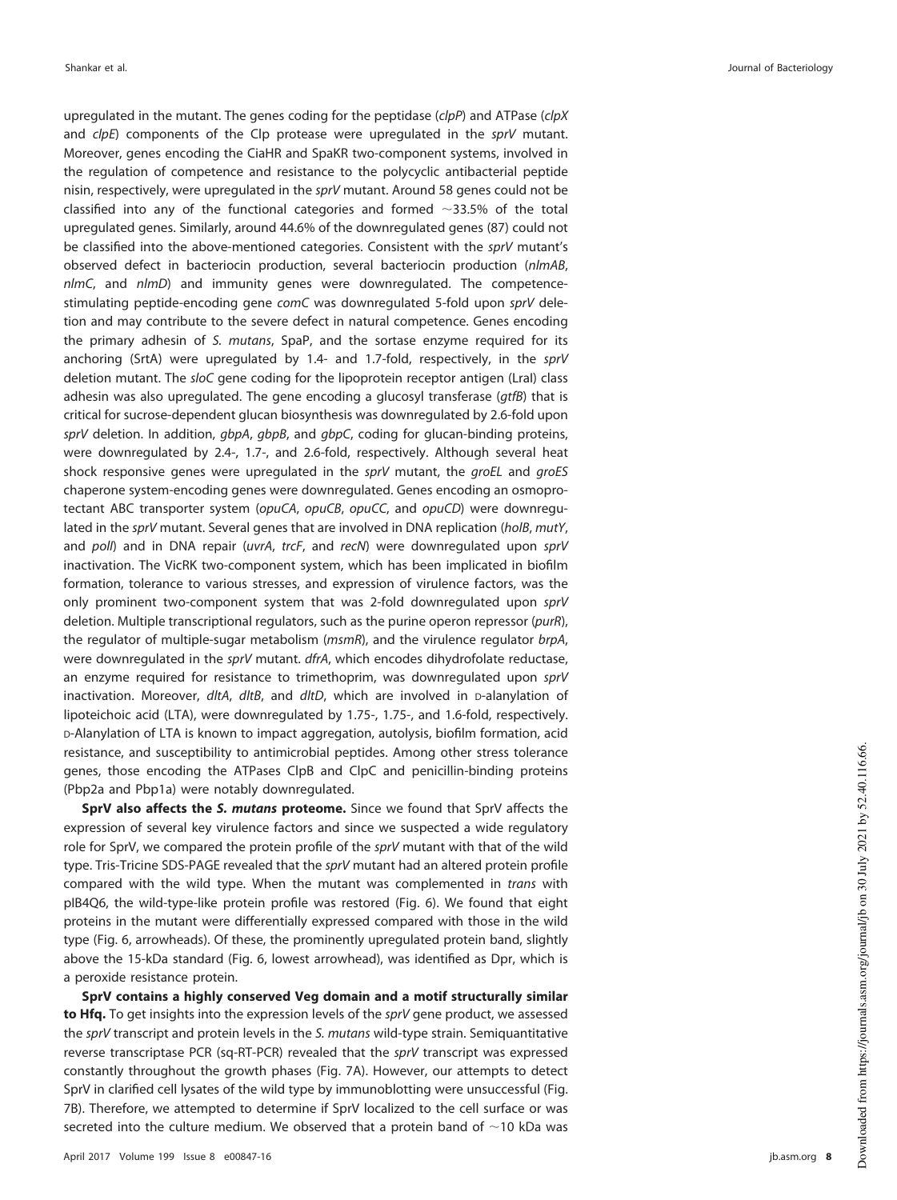upregulated in the mutant. The genes coding for the peptidase (*clpP*) and ATPase (*clpX* and *clpE*) components of the Clp protease were upregulated in the *sprV* mutant. Moreover, genes encoding the CiaHR and SpaKR two-component systems, involved in the regulation of competence and resistance to the polycyclic antibacterial peptide nisin, respectively, were upregulated in the *sprV* mutant. Around 58 genes could not be classified into any of the functional categories and formed ~33.5% of the total upregulated genes. Similarly, around 44.6% of the downregulated genes (87) could not be classified into the above-mentioned categories. Consistent with the *sprV* mutant's observed defect in bacteriocin production, several bacteriocin production (*nlmAB*, *nlmC*, and *nlmD*) and immunity genes were downregulated. The competence-stimulating peptide-encoding gene *comC* was downregulated 5-fold upon *sprV* deletion and may contribute to the severe defect in natural competence. Genes encoding the primary adhesin of *S. mutans*, SpaP, and the sortase enzyme required for its anchoring (SrtA) were upregulated by 1.4- and 1.7-fold, respectively, in the *sprV* deletion mutant. The *sloC* gene coding for the lipoprotein receptor antigen (LraI) class adhesin was also upregulated. The gene encoding a glucosyl transferase (*gtfB*) that is critical for sucrose-dependent glucan biosynthesis was downregulated by 2.6-fold upon *sprV* deletion. In addition, *gbpA*, *gbpB*, and *gbpC*, coding for glucan-binding proteins, were downregulated by 2.4-, 1.7-, and 2.6-fold, respectively. Although several heat shock responsive genes were upregulated in the *sprV* mutant, the *groEL* and *groES* chaperone system-encoding genes were downregulated. Genes encoding an osmoprotectant ABC transporter system (*opuCA*, *opuCB*, *opuCC*, and *opuCD*) were downregulated in the *sprV* mutant. Several genes that are involved in DNA replication (*holB*, *mutY*, and *polI*) and in DNA repair (*uvrA*, *trcF*, and *recN*) were downregulated upon *sprV* inactivation. The VicRK two-component system, which has been implicated in biofilm formation, tolerance to various stresses, and expression of virulence factors, was the only prominent two-component system that was 2-fold downregulated upon *sprV* deletion. Multiple transcriptional regulators, such as the purine operon repressor (*purR*), the regulator of multiple-sugar metabolism (*msmR*), and the virulence regulator *brpA*, were downregulated in the *sprV* mutant. *dfrA*, which encodes dihydrofolate reductase, an enzyme required for resistance to trimethoprim, was downregulated upon *sprV* inactivation. Moreover, *dltA*, *dltB*, and *dltD*, which are involved in D-alanylation of lipoteichoic acid (LTA), were downregulated by 1.75-, 1.75-, and 1.6-fold, respectively. D-Alanylation of LTA is known to impact aggregation, autolysis, biofilm formation, acid resistance, and susceptibility to antimicrobial peptides. Among other stress tolerance genes, those encoding the ATPases ClpB and ClpC and penicillin-binding proteins (Pbp2a and Pbp1a) were notably downregulated.

**SprV also affects the *S. mutans* proteome.** Since we found that SprV affects the expression of several key virulence factors and since we suspected a wide regulatory role for SprV, we compared the protein profile of the *sprV* mutant with that of the wild type. Tris-Tricine SDS-PAGE revealed that the *sprV* mutant had an altered protein profile compared with the wild type. When the mutant was complemented in *trans* with pIB4Q6, the wild-type-like protein profile was restored (Fig. 6). We found that eight proteins in the mutant were differentially expressed compared with those in the wild type (Fig. 6, arrowheads). Of these, the prominently upregulated protein band, slightly above the 15-kDa standard (Fig. 6, lowest arrowhead), was identified as Dpr, which is a peroxide resistance protein.

**SprV contains a highly conserved Veg domain and a motif structurally similar to Hfq.** To get insights into the expression levels of the *sprV* gene product, we assessed the *sprV* transcript and protein levels in the *S. mutans* wild-type strain. Semiquantitative reverse transcriptase PCR (sq-RT-PCR) revealed that the *sprV* transcript was expressed constantly throughout the growth phases (Fig. 7A). However, our attempts to detect SprV in clarified cell lysates of the wild type by immunoblotting were unsuccessful (Fig. 7B). Therefore, we attempted to determine if SprV localized to the cell surface or was secreted into the culture medium. We observed that a protein band of ~10 kDa was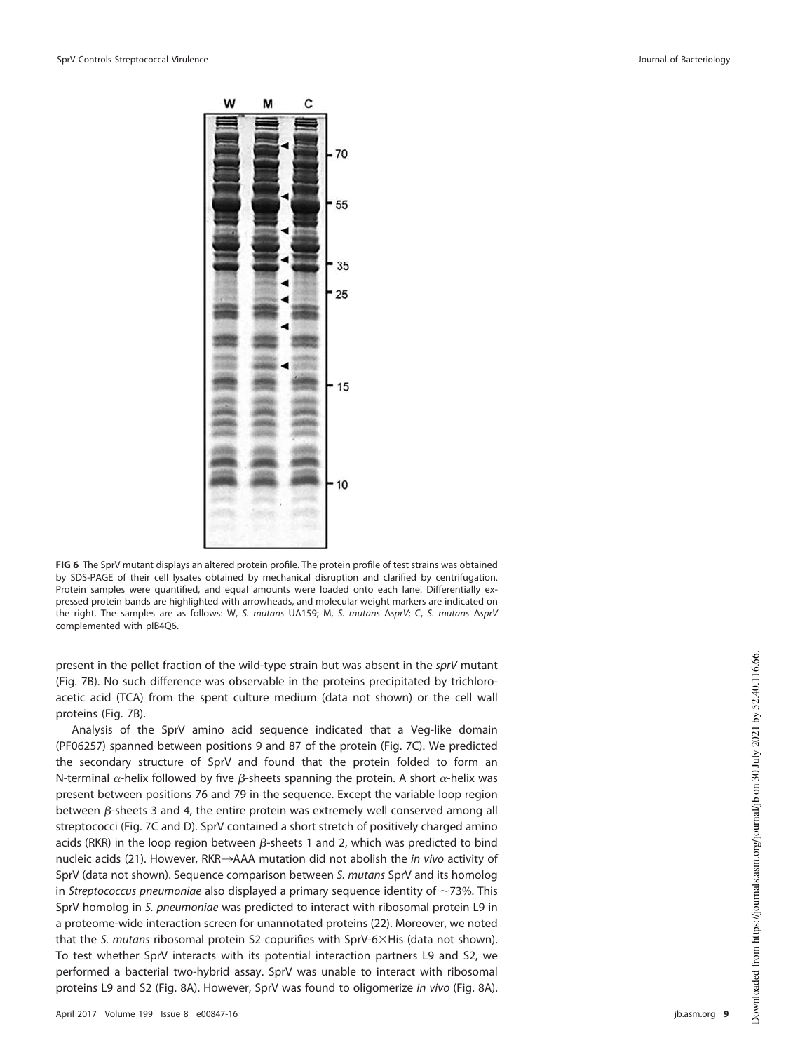**FIG 6** The SprV mutant displays an altered protein profile. The protein profile of test strains was obtained by SDS-PAGE of their cell lysates obtained by mechanical disruption and clarified by centrifugation. Protein samples were quantified, and equal amounts were loaded onto each lane. Differentially expressed protein bands are highlighted with arrowheads, and molecular weight markers are indicated on the right. The samples are as follows: W, *S. mutans* UA159; M, *S. mutans* Δ*sprV*; C, *S. mutans* Δ*sprV* complemented with pIB4Q6.

present in the pellet fraction of the wild-type strain but was absent in the *sprV* mutant (Fig. 7B). No such difference was observable in the proteins precipitated by trichloroacetic acid (TCA) from the spent culture medium (data not shown) or the cell wall proteins (Fig. 7B).

Analysis of the SprV amino acid sequence indicated that a Veg-like domain (PF06257) spanned between positions 9 and 87 of the protein (Fig. 7C). We predicted the secondary structure of SprV and found that the protein folded to form an N-terminal $\alpha$-helix followed by five $\beta$-sheets spanning the protein. A short $\alpha$-helix was present between positions 76 and 79 in the sequence. Except the variable loop region between $\beta$-sheets 3 and 4, the entire protein was extremely well conserved among all streptococci (Fig. 7C and D). SprV contained a short stretch of positively charged amino acids (RKR) in the loop region between $\beta$-sheets 1 and 2, which was predicted to bind nucleic acids (21). However, RKR→AAA mutation did not abolish the *in vivo* activity of SprV (data not shown). Sequence comparison between *S. mutans* SprV and its homolog in *Streptococcus pneumoniae* also displayed a primary sequence identity of ~73%. This SprV homolog in *S. pneumoniae* was predicted to interact with ribosomal protein L9 in a proteome-wide interaction screen for unannotated proteins (22). Moreover, we noted that the *S. mutans* ribosomal protein S2 copurifies with SprV-6×His (data not shown). To test whether SprV interacts with its potential interaction partners L9 and S2, we performed a bacterial two-hybrid assay. SprV was unable to interact with ribosomal proteins L9 and S2 (Fig. 8A). However, SprV was found to oligomerize *in vivo* (Fig. 8A).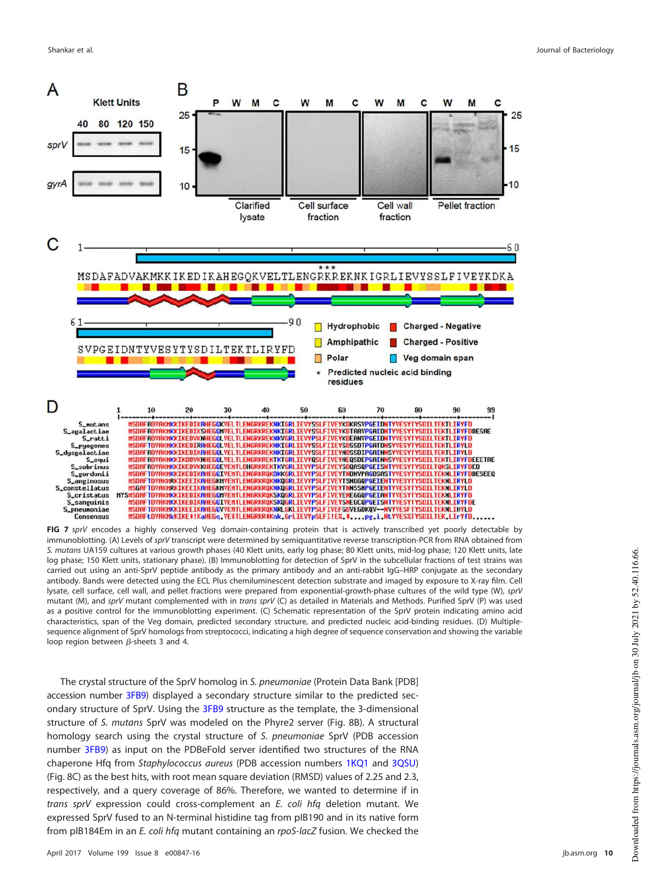**FIG 7** *sprV* encodes a highly conserved Veg domain-containing protein that is actively transcribed yet poorly detectable by immunoblotting. (A) Levels of *sprV* transcript were determined by semiquantitative reverse transcription-PCR from RNA obtained from *S. mutans* UA159 cultures at various growth phases (40 Klett units, early log phase; 80 Klett units, mid-log phase; 120 Klett units, late log phase; 150 Klett units, stationary phase). (B) Immunoblotting for detection of SprV in the subcellular fractions of test strains was carried out using an anti-SprV peptide antibody as the primary antibody and an anti-rabbit IgG–HRP conjugate as the secondary antibody. Bands were detected using the ECL Plus chemiluminescent detection substrate and imaged by exposure to X-ray film. Cell lysate, cell surface, cell wall, and pellet fractions were prepared from exponential-growth-phase cultures of the wild type (W), *sprV* mutant (M), and *sprV* mutant complemented with in *trans sprV* (C) as detailed in Materials and Methods. Purified SprV (P) was used as a positive control for the immunoblotting experiment. (C) Schematic representation of the SprV protein indicating amino acid characteristics, span of the Veg domain, predicted secondary structure, and predicted nucleic acid-binding residues. (D) Multiple-sequence alignment of SprV homologs from streptococci, indicating a high degree of sequence conservation and showing the variable loop region between β-sheets 3 and 4.

The crystal structure of the SprV homolog in *S. pneumoniae* (Protein Data Bank [PDB] accession number 3FB9) displayed a secondary structure similar to the predicted secondary structure of SprV. Using the 3FB9 structure as the template, the 3-dimensional structure of *S. mutans* SprV was modeled on the Phyre2 server (Fig. 8B). A structural homology search using the crystal structure of *S. pneumoniae* SprV (PDB accession number 3FB9) as input on the PDBeFold server identified two structures of the RNA chaperone Hfq from *Staphylococcus aureus* (PDB accession numbers 1KQ1 and 3QSU) (Fig. 8C) as the best hits, with root mean square deviation (RMSD) values of 2.25 and 2.3, respectively, and a query coverage of 86%. Therefore, we wanted to determine if in *trans sprV* expression could cross-complement an *E. coli hfq* deletion mutant. We expressed SprV fused to an N-terminal histidine tag from pIB190 and in its native form from pIB184Em in an *E. coli hfq* mutant containing an *rpoS-lacZ* fusion. We checked the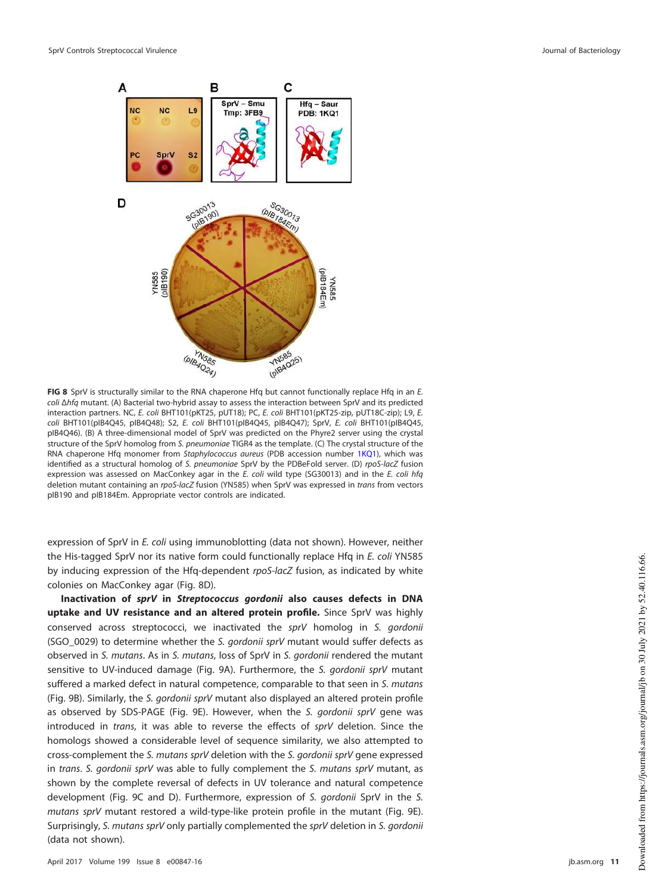**FIG 8** SprV is structurally similar to the RNA chaperone Hfq but cannot functionally replace Hfq in an *E. coli* Δ*hfq* mutant. (A) Bacterial two-hybrid assay to assess the interaction between SprV and its predicted interaction partners. NC, *E. coli* BHT101(pKT25, pUT18); PC, *E. coli* BHT101(pKT25-zip, pUT18C-zip); L9, *E. coli* BHT101(pIB4Q45, pIB4Q48); S2, *E. coli* BHT101(pIB4Q45, pIB4Q47); SprV, *E. coli* BHT101(pIB4Q45, pIB4Q46). (B) A three-dimensional model of SprV was predicted on the Phyre2 server using the crystal structure of the SprV homolog from *S. pneumoniae* TIGR4 as the template. (C) The crystal structure of the RNA chaperone Hfq monomer from *Staphylococcus aureus* (PDB accession number 1KQ1), which was identified as a structural homolog of *S. pneumoniae* SprV by the PDBeFold server. (D) *rpoS-lacZ* fusion expression was assessed on MacConkey agar in the *E. coli* wild type (SG30013) and in the *E. coli hfq* deletion mutant containing an *rpoS-lacZ* fusion (YN585) when SprV was expressed in *trans* from vectors pIB190 and pIB184Em. Appropriate vector controls are indicated.

expression of SprV in *E. coli* using immunoblotting (data not shown). However, neither the His-tagged SprV nor its native form could functionally replace Hfq in *E. coli* YN585 by inducing expression of the Hfq-dependent *rpoS-lacZ* fusion, as indicated by white colonies on MacConkey agar (Fig. 8D).

**Inactivation of *sprV* in *Streptococcus gordonii* also causes defects in DNA uptake and UV resistance and an altered protein profile.** Since SprV was highly conserved across streptococci, we inactivated the *sprV* homolog in *S. gordonii* (SGO_0029) to determine whether the *S. gordonii sprV* mutant would suffer defects as observed in *S. mutans*. As in *S. mutans*, loss of SprV in *S. gordonii* rendered the mutant sensitive to UV-induced damage (Fig. 9A). Furthermore, the *S. gordonii sprV* mutant suffered a marked defect in natural competence, comparable to that seen in *S. mutans* (Fig. 9B). Similarly, the *S. gordonii sprV* mutant also displayed an altered protein profile as observed by SDS-PAGE (Fig. 9E). However, when the *S. gordonii sprV* gene was introduced in *trans*, it was able to reverse the effects of *sprV* deletion. Since the homologs showed a considerable level of sequence similarity, we also attempted to cross-complement the *S. mutans sprV* deletion with the *S. gordonii sprV* gene expressed in *trans*. *S. gordonii sprV* was able to fully complement the *S. mutans sprV* mutant, as shown by the complete reversal of defects in UV tolerance and natural competence development (Fig. 9C and D). Furthermore, expression of *S. gordonii* SprV in the *S. mutans sprV* mutant restored a wild-type-like protein profile in the mutant (Fig. 9E). Surprisingly, *S. mutans sprV* only partially complemented the *sprV* deletion in *S. gordonii* (data not shown).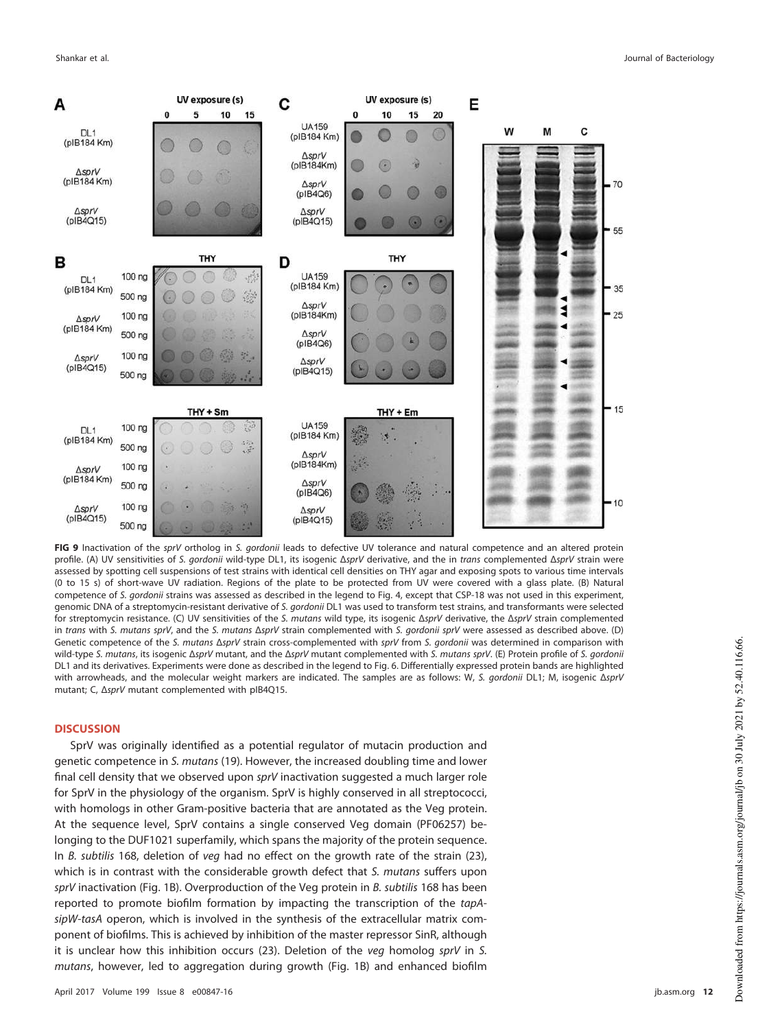**FIG 9** Inactivation of the *sprV* ortholog in *S. gordonii* leads to defective UV tolerance and natural competence and an altered protein profile. (A) UV sensitivities of *S. gordonii* wild-type DL1, its isogenic Δ*sprV* derivative, and the in *trans* complemented Δ*sprV* strain were assessed by spotting cell suspensions of test strains with identical cell densities on THY agar and exposing spots to various time intervals (0 to 15 s) of short-wave UV radiation. Regions of the plate to be protected from UV were covered with a glass plate. (B) Natural competence of *S. gordonii* strains was assessed as described in the legend to Fig. 4, except that CSP-18 was not used in this experiment, genomic DNA of a streptomycin-resistant derivative of *S. gordonii* DL1 was used to transform test strains, and transformants were selected for streptomycin resistance. (C) UV sensitivities of the *S. mutans* wild type, its isogenic Δ*sprV* derivative, the Δ*sprV* strain complemented in *trans* with *S. mutans sprV*, and the *S. mutans* Δ*sprV* strain complemented with *S. gordonii sprV* were assessed as described above. (D) Genetic competence of the *S. mutans* Δ*sprV* strain cross-complemented with *sprV* from *S. gordonii* was determined in comparison with wild-type *S. mutans*, its isogenic Δ*sprV* mutant, and the Δ*sprV* mutant complemented with *S. mutans sprV*. (E) Protein profile of *S. gordonii* DL1 and its derivatives. Experiments were done as described in the legend to Fig. 6. Differentially expressed protein bands are highlighted with arrowheads, and the molecular weight markers are indicated. The samples are as follows: W, *S. gordonii* DL1; M, isogenic Δ*sprV* mutant; C, Δ*sprV* mutant complemented with pIB4Q15.

## DISCUSSION

SprV was originally identified as a potential regulator of mutacin production and genetic competence in *S. mutans* (19). However, the increased doubling time and lower final cell density that we observed upon *sprV* inactivation suggested a much larger role for SprV in the physiology of the organism. SprV is highly conserved in all streptococci, with homologs in other Gram-positive bacteria that are annotated as the Veg protein. At the sequence level, SprV contains a single conserved Veg domain (PF06257) belonging to the DUF1021 superfamily, which spans the majority of the protein sequence. In *B. subtilis* 168, deletion of *veg* had no effect on the growth rate of the strain (23), which is in contrast with the considerable growth defect that *S. mutans* suffers upon *sprV* inactivation (Fig. 1B). Overproduction of the Veg protein in *B. subtilis* 168 has been reported to promote biofilm formation by impacting the transcription of the *tapA-sipW-tasA* operon, which is involved in the synthesis of the extracellular matrix component of biofilms. This is achieved by inhibition of the master repressor SinR, although it is unclear how this inhibition occurs (23). Deletion of the *veg* homolog *sprV* in *S. mutans*, however, led to aggregation during growth (Fig. 1B) and enhanced biofilm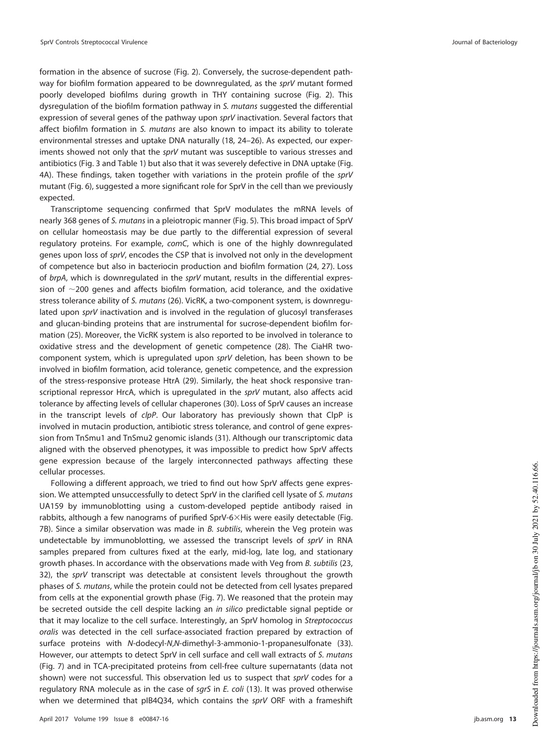formation in the absence of sucrose (Fig. 2). Conversely, the sucrose-dependent pathway for biofilm formation appeared to be downregulated, as the *sprV* mutant formed poorly developed biofilms during growth in THY containing sucrose (Fig. 2). This dysregulation of the biofilm formation pathway in *S. mutans* suggested the differential expression of several genes of the pathway upon *sprV* inactivation. Several factors that affect biofilm formation in *S. mutans* are also known to impact its ability to tolerate environmental stresses and uptake DNA naturally (18, 24–26). As expected, our experiments showed not only that the *sprV* mutant was susceptible to various stresses and antibiotics (Fig. 3 and Table 1) but also that it was severely defective in DNA uptake (Fig. 4A). These findings, taken together with variations in the protein profile of the *sprV* mutant (Fig. 6), suggested a more significant role for SprV in the cell than we previously expected.

Transcriptome sequencing confirmed that SprV modulates the mRNA levels of nearly 368 genes of *S. mutans* in a pleiotropic manner (Fig. 5). This broad impact of SprV on cellular homeostasis may be due partly to the differential expression of several regulatory proteins. For example, *comC*, which is one of the highly downregulated genes upon loss of *sprV*, encodes the CSP that is involved not only in the development of competence but also in bacteriocin production and biofilm formation (24, 27). Loss of *brpA*, which is downregulated in the *sprV* mutant, results in the differential expression of ~200 genes and affects biofilm formation, acid tolerance, and the oxidative stress tolerance ability of *S. mutans* (26). VicRK, a two-component system, is downregulated upon *sprV* inactivation and is involved in the regulation of glucosyl transferases and glucan-binding proteins that are instrumental for sucrose-dependent biofilm formation (25). Moreover, the VicRK system is also reported to be involved in tolerance to oxidative stress and the development of genetic competence (28). The CiaHR two-component system, which is upregulated upon *sprV* deletion, has been shown to be involved in biofilm formation, acid tolerance, genetic competence, and the expression of the stress-responsive protease HtrA (29). Similarly, the heat shock responsive transcriptional repressor HrcA, which is upregulated in the *sprV* mutant, also affects acid tolerance by affecting levels of cellular chaperones (30). Loss of SprV causes an increase in the transcript levels of *clpP*. Our laboratory has previously shown that ClpP is involved in mutacin production, antibiotic stress tolerance, and control of gene expression from TnSmu1 and TnSmu2 genomic islands (31). Although our transcriptomic data aligned with the observed phenotypes, it was impossible to predict how SprV affects gene expression because of the largely interconnected pathways affecting these cellular processes.

Following a different approach, we tried to find out how SprV affects gene expression. We attempted unsuccessfully to detect SprV in the clarified cell lysate of *S. mutans* UA159 by immunoblotting using a custom-developed peptide antibody raised in rabbits, although a few nanograms of purified SprV-6×His were easily detectable (Fig. 7B). Since a similar observation was made in *B. subtilis*, wherein the Veg protein was undetectable by immunoblotting, we assessed the transcript levels of *sprV* in RNA samples prepared from cultures fixed at the early, mid-log, late log, and stationary growth phases. In accordance with the observations made with Veg from *B. subtilis* (23, 32), the *sprV* transcript was detectable at consistent levels throughout the growth phases of *S. mutans*, while the protein could not be detected from cell lysates prepared from cells at the exponential growth phase (Fig. 7). We reasoned that the protein may be secreted outside the cell despite lacking an *in silico* predictable signal peptide or that it may localize to the cell surface. Interestingly, an SprV homolog in *Streptococcus oralis* was detected in the cell surface-associated fraction prepared by extraction of surface proteins with *N*-dodecyl-*N*,*N*-dimethyl-3-ammonio-1-propanesulfonate (33). However, our attempts to detect SprV in cell surface and cell wall extracts of *S. mutans* (Fig. 7) and in TCA-precipitated proteins from cell-free culture supernatants (data not shown) were not successful. This observation led us to suspect that *sprV* codes for a regulatory RNA molecule as in the case of *sgrS* in *E. coli* (13). It was proved otherwise when we determined that pIB4Q34, which contains the *sprV* ORF with a frameshift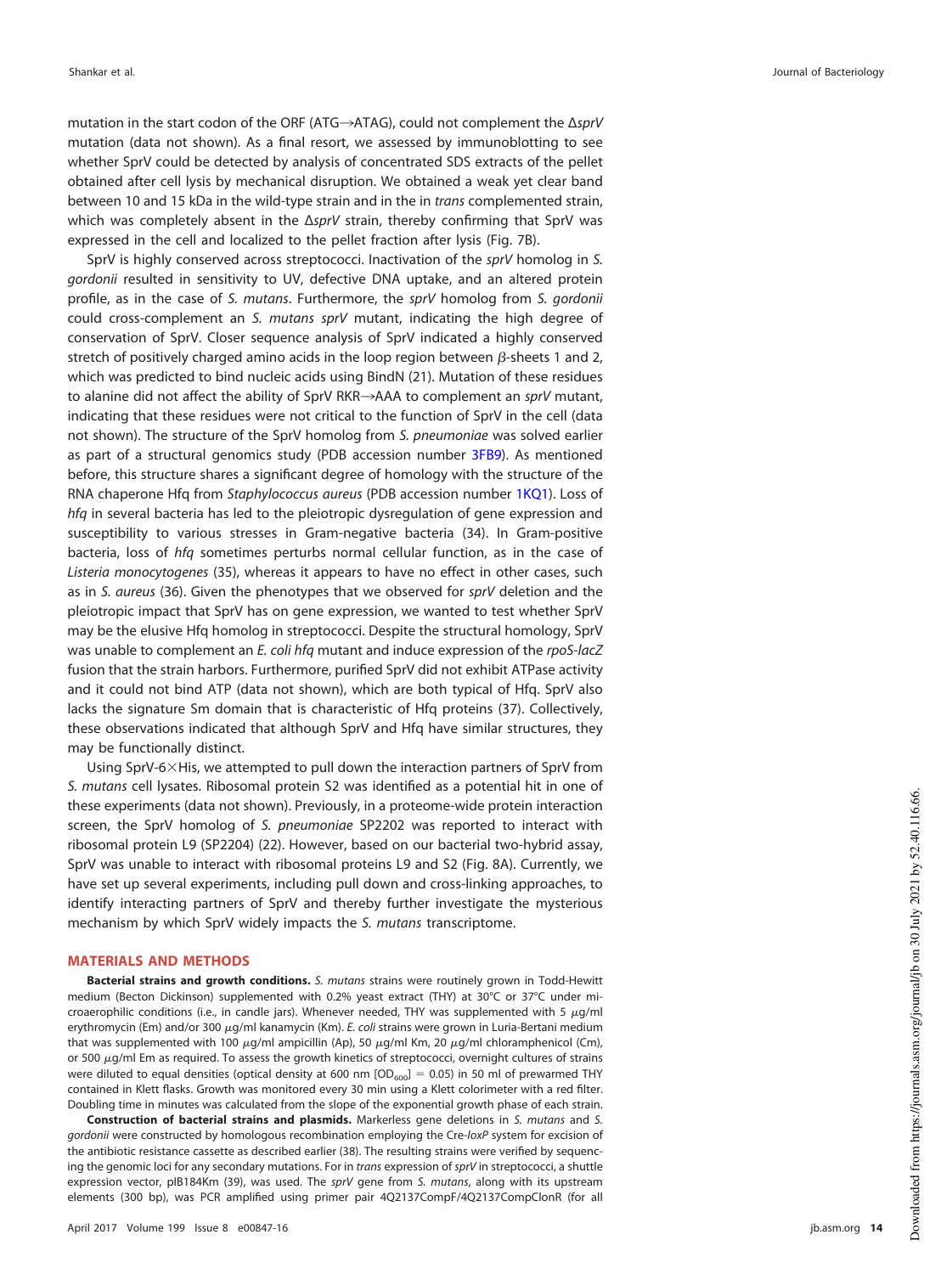mutation in the start codon of the ORF (ATG→ATAG), could not complement the Δ*sprV* mutation (data not shown). As a final resort, we assessed by immunoblotting to see whether SprV could be detected by analysis of concentrated SDS extracts of the pellet obtained after cell lysis by mechanical disruption. We obtained a weak yet clear band between 10 and 15 kDa in the wild-type strain and in the in *trans* complemented strain, which was completely absent in the Δ*sprV* strain, thereby confirming that SprV was expressed in the cell and localized to the pellet fraction after lysis (Fig. 7B).

SprV is highly conserved across streptococci. Inactivation of the *sprV* homolog in *S. gordonii* resulted in sensitivity to UV, defective DNA uptake, and an altered protein profile, as in the case of *S. mutans*. Furthermore, the *sprV* homolog from *S. gordonii* could cross-complement an *S. mutans sprV* mutant, indicating the high degree of conservation of SprV. Closer sequence analysis of SprV indicated a highly conserved stretch of positively charged amino acids in the loop region between β-sheets 1 and 2, which was predicted to bind nucleic acids using BindN (21). Mutation of these residues to alanine did not affect the ability of SprV RKR→AAA to complement an *sprV* mutant, indicating that these residues were not critical to the function of SprV in the cell (data not shown). The structure of the SprV homolog from *S. pneumoniae* was solved earlier as part of a structural genomics study (PDB accession number 3FB9). As mentioned before, this structure shares a significant degree of homology with the structure of the RNA chaperone Hfq from *Staphylococcus aureus* (PDB accession number 1KQ1). Loss of *hfq* in several bacteria has led to the pleiotropic dysregulation of gene expression and susceptibility to various stresses in Gram-negative bacteria (34). In Gram-positive bacteria, loss of *hfq* sometimes perturbs normal cellular function, as in the case of *Listeria monocytogenes* (35), whereas it appears to have no effect in other cases, such as in *S. aureus* (36). Given the phenotypes that we observed for *sprV* deletion and the pleiotropic impact that SprV has on gene expression, we wanted to test whether SprV may be the elusive Hfq homolog in streptococci. Despite the structural homology, SprV was unable to complement an *E. coli hfq* mutant and induce expression of the *rpoS-lacZ* fusion that the strain harbors. Furthermore, purified SprV did not exhibit ATPase activity and it could not bind ATP (data not shown), which are both typical of Hfq. SprV also lacks the signature Sm domain that is characteristic of Hfq proteins (37). Collectively, these observations indicated that although SprV and Hfq have similar structures, they may be functionally distinct.

Using SprV-6×His, we attempted to pull down the interaction partners of SprV from *S. mutans* cell lysates. Ribosomal protein S2 was identified as a potential hit in one of these experiments (data not shown). Previously, in a proteome-wide protein interaction screen, the SprV homolog of *S. pneumoniae* SP2202 was reported to interact with ribosomal protein L9 (SP2204) (22). However, based on our bacterial two-hybrid assay, SprV was unable to interact with ribosomal proteins L9 and S2 (Fig. 8A). Currently, we have set up several experiments, including pull down and cross-linking approaches, to identify interacting partners of SprV and thereby further investigate the mysterious mechanism by which SprV widely impacts the *S. mutans* transcriptome.

## MATERIALS AND METHODS

**Bacterial strains and growth conditions.** *S. mutans* strains were routinely grown in Todd-Hewitt medium (Becton Dickinson) supplemented with 0.2% yeast extract (THY) at 30°C or 37°C under microaerophilic conditions (i.e., in candle jars). Whenever needed, THY was supplemented with 5 μg/ml erythromycin (Em) and/or 300 μg/ml kanamycin (Km). *E. coli* strains were grown in Luria-Bertani medium that was supplemented with 100 μg/ml ampicillin (Ap), 50 μg/ml Km, 20 μg/ml chloramphenicol (Cm), or 500 μg/ml Em as required. To assess the growth kinetics of streptococci, overnight cultures of strains were diluted to equal densities (optical density at 600 nm [$OD_{600}$] = 0.05) in 50 ml of prewarmed THY contained in Klett flasks. Growth was monitored every 30 min using a Klett colorimeter with a red filter. Doubling time in minutes was calculated from the slope of the exponential growth phase of each strain.

**Construction of bacterial strains and plasmids.** Markerless gene deletions in *S. mutans* and *S. gordonii* were constructed by homologous recombination employing the Cre-*loxP* system for excision of the antibiotic resistance cassette as described earlier (38). The resulting strains were verified by sequencing the genomic loci for any secondary mutations. For in *trans* expression of *sprV* in streptococci, a shuttle expression vector, pIB184Km (39), was used. The *sprV* gene from *S. mutans*, along with its upstream elements (300 bp), was PCR amplified using primer pair 4Q2137CompF/4Q2137CompClonR (for all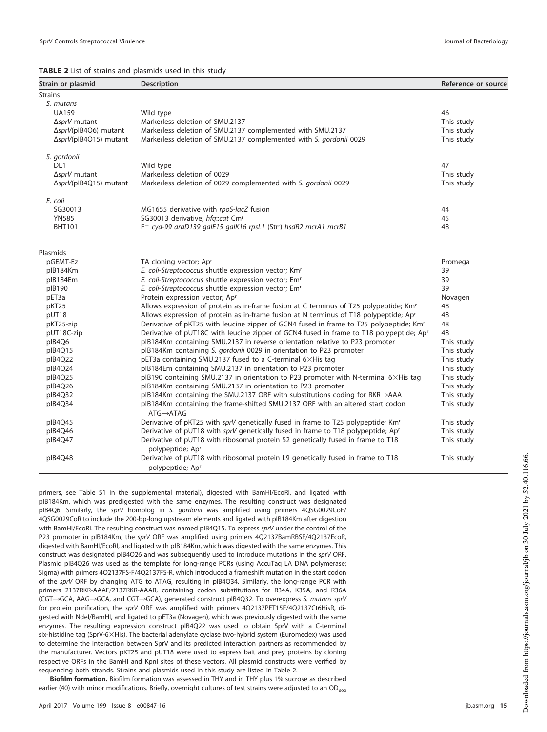**TABLE 2** List of strains and plasmids used in this study

| Strain or plasmid | Description | Reference or source |
|---|---|---|
| Strains | | |
| *S. mutans* | | |
| UA159 | Wild type | 46 |
| Δ*sprV* mutant | Markerless deletion of SMU.2137 | This study |
| Δ*sprV*(pIB4Q6) mutant | Markerless deletion of SMU.2137 complemented with SMU.2137 | This study |
| Δ*sprV*(pIB4Q15) mutant | Markerless deletion of SMU.2137 complemented with *S. gordonii* 0029 | This study |
| *S. gordonii* | | |
| DL1 | Wild type | 47 |
| Δ*sprV* mutant | Markerless deletion of 0029 | This study |
| Δ*sprV*(pIB4Q15) mutant | Markerless deletion of 0029 complemented with *S. gordonii* 0029 | This study |
| *E. coli* | | |
| SG30013 | MG1655 derivative with *rpoS-lacZ* fusion | 44 |
| YN585 | SG30013 derivative; *hfq*::*cat* Cm^r | 45 |
| BHT101 | F^− *cya-99 araD139 galE15 galK16 rpsL1* (Str^r) *hsdR2 mcrA1 mcrB1* | 48 |
| Plasmids | | |
| pGEMT-Ez | TA cloning vector; Ap^r | Promega |
| pIB184Km | *E. coli-Streptococcus* shuttle expression vector; Km^r | 39 |
| pIB184Em | *E. coli-Streptococcus* shuttle expression vector; Em^r | 39 |
| pIB190 | *E. coli-Streptococcus* shuttle expression vector; Em^r | 39 |
| pET3a | Protein expression vector; Ap^r | Novagen |
| pKT25 | Allows expression of protein as in-frame fusion at C terminus of T25 polypeptide; Km^r | 48 |
| pUT18 | Allows expression of protein as in-frame fusion at N terminus of T18 polypeptide; Ap^r | 48 |
| pKT25-zip | Derivative of pKT25 with leucine zipper of GCN4 fused in frame to T25 polypeptide; Km^r | 48 |
| pUT18C-zip | Derivative of pUT18C with leucine zipper of GCN4 fused in frame to T18 polypeptide; Ap^r | 48 |
| pIB4Q6 | pIB184Km containing SMU.2137 in reverse orientation relative to P23 promoter | This study |
| pIB4Q15 | pIB184Km containing *S. gordonii* 0029 in orientation to P23 promoter | This study |
| pIB4Q22 | pET3a containing SMU.2137 fused to a C-terminal 6×His tag | This study |
| pIB4Q24 | pIB184Em containing SMU.2137 in orientation to P23 promoter | This study |
| pIB4Q25 | pIB190 containing SMU.2137 in orientation to P23 promoter with N-terminal 6×His tag | This study |
| pIB4Q26 | pIB184Km containing SMU.2137 in orientation to P23 promoter | This study |
| pIB4Q32 | pIB184Km containing the SMU.2137 ORF with substitutions coding for RKR→AAA | This study |
| pIB4Q34 | pIB184Km containing the frame-shifted SMU.2137 ORF with an altered start codon ATG→ATAG | This study |
| pIB4Q45 | Derivative of pKT25 with *sprV* genetically fused in frame to T25 polypeptide; Km^r | This study |
| pIB4Q46 | Derivative of pUT18 with *sprV* genetically fused in frame to T18 polypeptide; Ap^r | This study |
| pIB4Q47 | Derivative of pUT18 with ribosomal protein S2 genetically fused in frame to T18 polypeptide; Ap^r | This study |
| pIB4Q48 | Derivative of pUT18 with ribosomal protein L9 genetically fused in frame to T18 polypeptide; Ap^r | This study |

primers, see Table S1 in the supplemental material), digested with BamHI/EcoRI, and ligated with pIB184Km, which was predigested with the same enzymes. The resulting construct was designated pIB4Q6. Similarly, the *sprV* homolog in *S. gordonii* was amplified using primers 4QSG0029CoF/4QSG0029CoR to include the 200-bp-long upstream elements and ligated with pIB184Km after digestion with BamHI/EcoRI. The resulting construct was named pIB4Q15. To express *sprV* under the control of the P23 promoter in pIB184Km, the *sprV* ORF was amplified using primers 4Q2137BamRBSF/4Q2137EcoR, digested with BamHI/EcoRI, and ligated with pIB184Km, which was digested with the same enzymes. This construct was designated pIB4Q26 and was subsequently used to introduce mutations in the *sprV* ORF. Plasmid pIB4Q26 was used as the template for long-range PCRs (using AccuTaq LA DNA polymerase; Sigma) with primers 4Q2137FS-F/4Q2137FS-R, which introduced a frameshift mutation in the start codon of the *sprV* ORF by changing ATG to ATAG, resulting in pIB4Q34. Similarly, the long-range PCR with primers 2137RKR-AAAF/2137RKR-AAAR, containing codon substitutions for R34A, K35A, and R36A (CGT→GCA, AAG→GCA, and CGT→GCA), generated construct pIB4Q32. To overexpress *S. mutans sprV* for protein purification, the *sprV* ORF was amplified with primers 4Q2137PET15F/4Q2137Ct6HisR, digested with NdeI/BamHI, and ligated to pET3a (Novagen), which was previously digested with the same enzymes. The resulting expression construct pIB4Q22 was used to obtain SprV with a C-terminal six-histidine tag (SprV-6×His). The bacterial adenylate cyclase two-hybrid system (Euromedex) was used to determine the interaction between SprV and its predicted interaction partners as recommended by the manufacturer. Vectors pKT25 and pUT18 were used to express bait and prey proteins by cloning respective ORFs in the BamHI and KpnI sites of these vectors. All plasmid constructs were verified by sequencing both strands. Strains and plasmids used in this study are listed in Table 2.

**Biofilm formation.** Biofilm formation was assessed in THY and in THY plus 1% sucrose as described earlier (40) with minor modifications. Briefly, overnight cultures of test strains were adjusted to an $OD_{600}$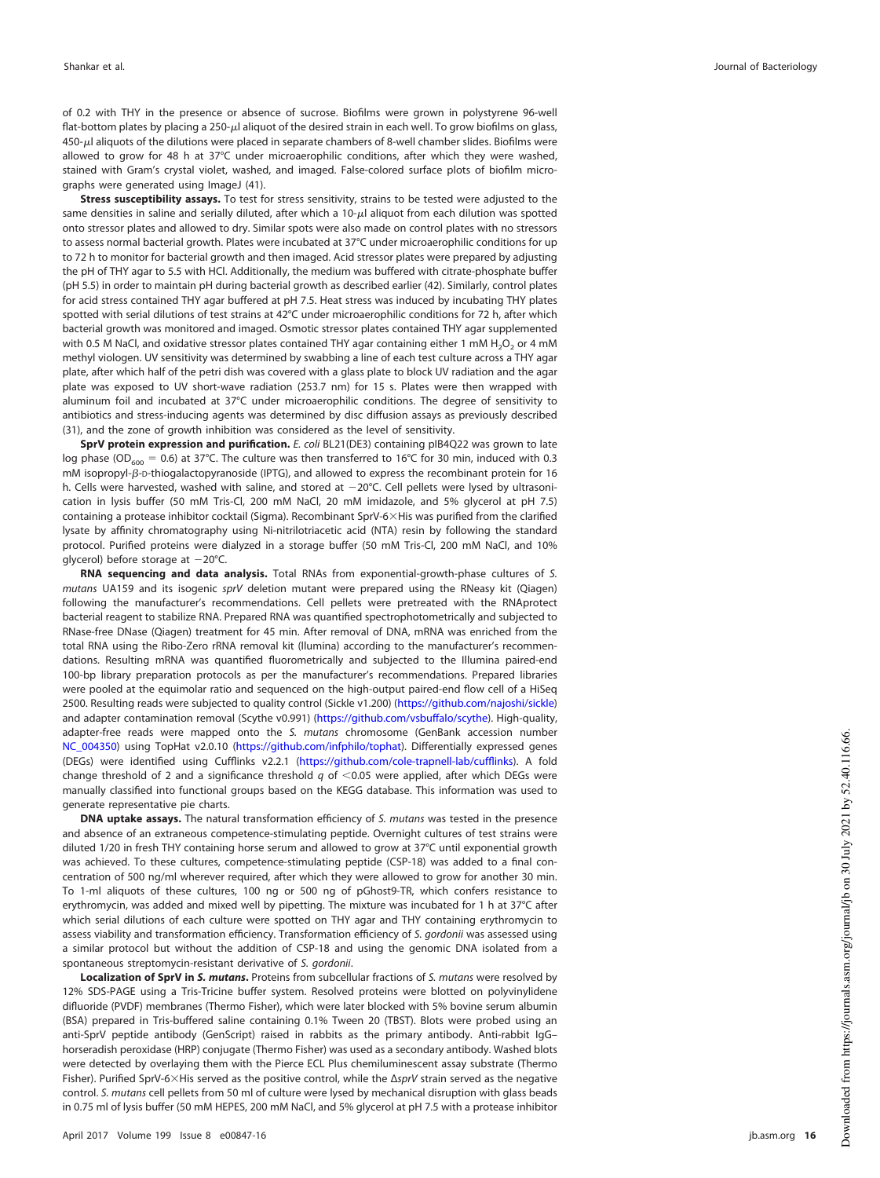of 0.2 with THY in the presence or absence of sucrose. Biofilms were grown in polystyrene 96-well flat-bottom plates by placing a 250-μl aliquot of the desired strain in each well. To grow biofilms on glass, 450-μl aliquots of the dilutions were placed in separate chambers of 8-well chamber slides. Biofilms were allowed to grow for 48 h at 37°C under microaerophilic conditions, after which they were washed, stained with Gram's crystal violet, washed, and imaged. False-colored surface plots of biofilm micrographs were generated using ImageJ (41).

**Stress susceptibility assays.** To test for stress sensitivity, strains to be tested were adjusted to the same densities in saline and serially diluted, after which a 10-μl aliquot from each dilution was spotted onto stressor plates and allowed to dry. Similar spots were also made on control plates with no stressors to assess normal bacterial growth. Plates were incubated at 37°C under microaerophilic conditions for up to 72 h to monitor for bacterial growth and then imaged. Acid stressor plates were prepared by adjusting the pH of THY agar to 5.5 with HCl. Additionally, the medium was buffered with citrate-phosphate buffer (pH 5.5) in order to maintain pH during bacterial growth as described earlier (42). Similarly, control plates for acid stress contained THY agar buffered at pH 7.5. Heat stress was induced by incubating THY plates spotted with serial dilutions of test strains at 42°C under microaerophilic conditions for 72 h, after which bacterial growth was monitored and imaged. Osmotic stressor plates contained THY agar supplemented with 0.5 M NaCl, and oxidative stressor plates contained THY agar containing either 1 mM $H_2O_2$ or 4 mM methyl viologen. UV sensitivity was determined by swabbing a line of each test culture across a THY agar plate, after which half of the petri dish was covered with a glass plate to block UV radiation and the agar plate was exposed to UV short-wave radiation (253.7 nm) for 15 s. Plates were then wrapped with aluminum foil and incubated at 37°C under microaerophilic conditions. The degree of sensitivity to antibiotics and stress-inducing agents was determined by disc diffusion assays as previously described (31), and the zone of growth inhibition was considered as the level of sensitivity.

**SprV protein expression and purification.** *E. coli* BL21(DE3) containing pIB4Q22 was grown to late log phase ($OD_{600}$ = 0.6) at 37°C. The culture was then transferred to 16°C for 30 min, induced with 0.3 mM isopropyl-β-D-thiogalactopyranoside (IPTG), and allowed to express the recombinant protein for 16 h. Cells were harvested, washed with saline, and stored at −20°C. Cell pellets were lysed by ultrasonication in lysis buffer (50 mM Tris-Cl, 200 mM NaCl, 20 mM imidazole, and 5% glycerol at pH 7.5) containing a protease inhibitor cocktail (Sigma). Recombinant SprV-6×His was purified from the clarified lysate by affinity chromatography using Ni-nitrilotriacetic acid (NTA) resin by following the standard protocol. Purified proteins were dialyzed in a storage buffer (50 mM Tris-Cl, 200 mM NaCl, and 10% glycerol) before storage at −20°C.

**RNA sequencing and data analysis.** Total RNAs from exponential-growth-phase cultures of *S. mutans* UA159 and its isogenic *sprV* deletion mutant were prepared using the RNeasy kit (Qiagen) following the manufacturer's recommendations. Cell pellets were pretreated with the RNAprotect bacterial reagent to stabilize RNA. Prepared RNA was quantified spectrophotometrically and subjected to RNase-free DNase (Qiagen) treatment for 45 min. After removal of DNA, mRNA was enriched from the total RNA using the Ribo-Zero rRNA removal kit (Illumina) according to the manufacturer's recommendations. Resulting mRNA was quantified fluorometrically and subjected to the Illumina paired-end 100-bp library preparation protocols as per the manufacturer's recommendations. Prepared libraries were pooled at the equimolar ratio and sequenced on the high-output paired-end flow cell of a HiSeq 2500. Resulting reads were subjected to quality control (Sickle v1.200) (https://github.com/najoshi/sickle) and adapter contamination removal (Scythe v0.991) (https://github.com/vsbuffalo/scythe). High-quality, adapter-free reads were mapped onto the *S. mutans* chromosome (GenBank accession number NC_004350) using TopHat v2.0.10 (https://github.com/infphilo/tophat). Differentially expressed genes (DEGs) were identified using Cufflinks v2.2.1 (https://github.com/cole-trapnell-lab/cufflinks). A fold change threshold of 2 and a significance threshold $q$ of <0.05 were applied, after which DEGs were manually classified into functional groups based on the KEGG database. This information was used to generate representative pie charts.

**DNA uptake assays.** The natural transformation efficiency of *S. mutans* was tested in the presence and absence of an extraneous competence-stimulating peptide. Overnight cultures of test strains were diluted 1/20 in fresh THY containing horse serum and allowed to grow at 37°C until exponential growth was achieved. To these cultures, competence-stimulating peptide (CSP-18) was added to a final concentration of 500 ng/ml wherever required, after which they were allowed to grow for another 30 min. To 1-ml aliquots of these cultures, 100 ng or 500 ng of pGhost9-TR, which confers resistance to erythromycin, was added and mixed well by pipetting. The mixture was incubated for 1 h at 37°C after which serial dilutions of each culture were spotted on THY agar and THY containing erythromycin to assess viability and transformation efficiency. Transformation efficiency of *S. gordonii* was assessed using a similar protocol but without the addition of CSP-18 and using the genomic DNA isolated from a spontaneous streptomycin-resistant derivative of *S. gordonii*.

**Localization of SprV in *S. mutans*.** Proteins from subcellular fractions of *S. mutans* were resolved by 12% SDS-PAGE using a Tris-Tricine buffer system. Resolved proteins were blotted on polyvinylidene difluoride (PVDF) membranes (Thermo Fisher), which were later blocked with 5% bovine serum albumin (BSA) prepared in Tris-buffered saline containing 0.1% Tween 20 (TBST). Blots were probed using an anti-SprV peptide antibody (GenScript) raised in rabbits as the primary antibody. Anti-rabbit IgG–horseradish peroxidase (HRP) conjugate (Thermo Fisher) was used as a secondary antibody. Washed blots were detected by overlaying them with the Pierce ECL Plus chemiluminescent assay substrate (Thermo Fisher). Purified SprV-6×His served as the positive control, while the Δ*sprV* strain served as the negative control. *S. mutans* cell pellets from 50 ml of culture were lysed by mechanical disruption with glass beads in 0.75 ml of lysis buffer (50 mM HEPES, 200 mM NaCl, and 5% glycerol at pH 7.5 with a protease inhibitor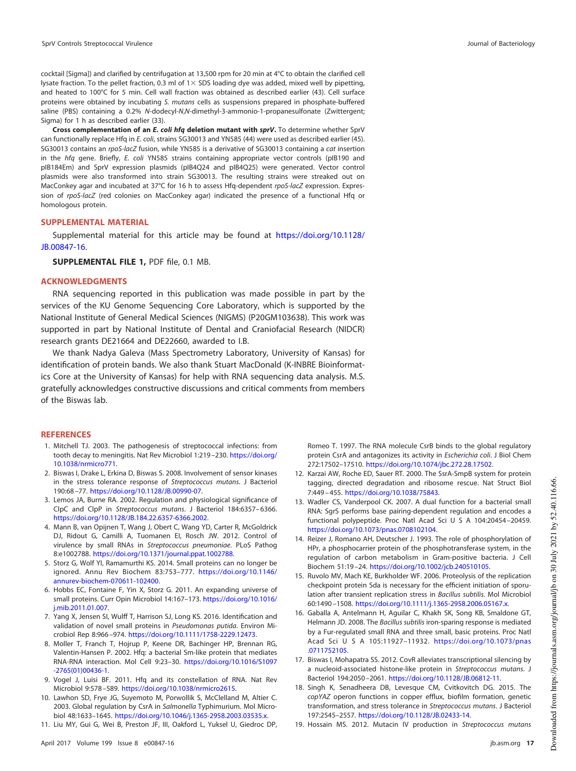cocktail [Sigma]) and clarified by centrifugation at 13,500 rpm for 20 min at 4°C to obtain the clarified cell lysate fraction. To the pellet fraction, 0.3 ml of 1× SDS loading dye was added, mixed well by pipetting, and heated to 100°C for 5 min. Cell wall fraction was obtained as described earlier (43). Cell surface proteins were obtained by incubating *S. mutans* cells as suspensions prepared in phosphate-buffered saline (PBS) containing a 0.2% *N*-dodecyl-*N*,*N*-dimethyl-3-ammonio-1-propanesulfonate (Zwittergent; Sigma) for 1 h as described earlier (33).

**Cross complementation of an *E. coli hfq* deletion mutant with *sprV*.** To determine whether SprV can functionally replace Hfq in *E. coli*, strains SG30013 and YN585 (44) were used as described earlier (45). SG30013 contains an *rpoS-lacZ* fusion, while YN585 is a derivative of SG30013 containing a *cat* insertion in the *hfq* gene. Briefly, *E. coli* YN585 strains containing appropriate vector controls (pIB190 and pIB184Em) and SprV expression plasmids (pIB4Q24 and pIB4Q25) were generated. Vector control plasmids were also transformed into strain SG30013. The resulting strains were streaked out on MacConkey agar and incubated at 37°C for 16 h to assess Hfq-dependent *rpoS-lacZ* expression. Expression of *rpoS-lacZ* (red colonies on MacConkey agar) indicated the presence of a functional Hfq or homologous protein.

## SUPPLEMENTAL MATERIAL

Supplemental material for this article may be found at https://doi.org/10.1128/JB.00847-16.

**SUPPLEMENTAL FILE 1,** PDF file, 0.1 MB.

## ACKNOWLEDGMENTS

RNA sequencing reported in this publication was made possible in part by the services of the KU Genome Sequencing Core Laboratory, which is supported by the National Institute of General Medical Sciences (NIGMS) (P20GM103638). This work was supported in part by National Institute of Dental and Craniofacial Research (NIDCR) research grants DE21664 and DE22660, awarded to I.B.

We thank Nadya Galeva (Mass Spectrometry Laboratory, University of Kansas) for identification of protein bands. We also thank Stuart MacDonald (K-INBRE Bioinformatics Core at the University of Kansas) for help with RNA sequencing data analysis. M.S. gratefully acknowledges constructive discussions and critical comments from members of the Biswas lab.

## REFERENCES

1. Mitchell TJ. 2003. The pathogenesis of streptococcal infections: from tooth decay to meningitis. Nat Rev Microbiol 1:219–230. https://doi.org/10.1038/nrmicro771.
2. Biswas I, Drake L, Erkina D, Biswas S. 2008. Involvement of sensor kinases in the stress tolerance response of *Streptococcus mutans*. J Bacteriol 190:68–77. https://doi.org/10.1128/JB.00990-07.
3. Lemos JA, Burne RA. 2002. Regulation and physiological significance of ClpC and ClpP in *Streptococcus mutans*. J Bacteriol 184:6357–6366. https://doi.org/10.1128/JB.184.22.6357-6366.2002.
4. Mann B, van Opijnen T, Wang J, Obert C, Wang YD, Carter R, McGoldrick DJ, Ridout G, Camilli A, Tuomanen EI, Rosch JW. 2012. Control of virulence by small RNAs in *Streptococcus pneumoniae*. PLoS Pathog 8:e1002788. https://doi.org/10.1371/journal.ppat.1002788.
5. Storz G, Wolf YI, Ramamurthi KS. 2014. Small proteins can no longer be ignored. Annu Rev Biochem 83:753–777. https://doi.org/10.1146/annurev-biochem-070611-102400.
6. Hobbs EC, Fontaine F, Yin X, Storz G. 2011. An expanding universe of small proteins. Curr Opin Microbiol 14:167–173. https://doi.org/10.1016/j.mib.2011.01.007.
7. Yang X, Jensen SI, Wulff T, Harrison SJ, Long KS. 2016. Identification and validation of novel small proteins in *Pseudomonas putida*. Environ Microbiol Rep 8:966–974. https://doi.org/10.1111/1758-2229.12473.
8. Moller T, Franch T, Hojrup P, Keene DR, Bachinger HP, Brennan RG, Valentin-Hansen P. 2002. Hfq: a bacterial Sm-like protein that mediates RNA-RNA interaction. Mol Cell 9:23–30. https://doi.org/10.1016/S1097-2765(01)00436-1.
9. Vogel J, Luisi BF. 2011. Hfq and its constellation of RNA. Nat Rev Microbiol 9:578–589. https://doi.org/10.1038/nrmicro2615.
10. Lawhon SD, Frye JG, Suyemoto M, Porwollik S, McClelland M, Altier C. 2003. Global regulation by CsrA in *Salmonella* Typhimurium. Mol Microbiol 48:1633–1645. https://doi.org/10.1046/j.1365-2958.2003.03535.x.
11. Liu MY, Gui G, Wei B, Preston JF, III, Oakford L, Yuksel U, Giedroc DP, Romeo T. 1997. The RNA molecule CsrB binds to the global regulatory protein CsrA and antagonizes its activity in *Escherichia coli*. J Biol Chem 272:17502–17510. https://doi.org/10.1074/jbc.272.28.17502.
12. Karzai AW, Roche ED, Sauer RT. 2000. The SsrA-SmpB system for protein tagging, directed degradation and ribosome rescue. Nat Struct Biol 7:449–455. https://doi.org/10.1038/75843.
13. Wadler CS, Vanderpool CK. 2007. A dual function for a bacterial small RNA: SgrS performs base pairing-dependent regulation and encodes a functional polypeptide. Proc Natl Acad Sci U S A 104:20454–20459. https://doi.org/10.1073/pnas.0708102104.
14. Reizer J, Romano AH, Deutscher J. 1993. The role of phosphorylation of HPr, a phosphocarrier protein of the phosphotransferase system, in the regulation of carbon metabolism in Gram-positive bacteria. J Cell Biochem 51:19–24. https://doi.org/10.1002/jcb.240510105.
15. Ruvolo MV, Mach KE, Burkholder WF. 2006. Proteolysis of the replication checkpoint protein Sda is necessary for the efficient initiation of sporulation after transient replication stress in *Bacillus subtilis*. Mol Microbiol 60:1490–1508. https://doi.org/10.1111/j.1365-2958.2006.05167.x.
16. Gaballa A, Antelmann H, Aguilar C, Khakh SK, Song KB, Smaldone GT, Helmann JD. 2008. The *Bacillus subtilis* iron-sparing response is mediated by a Fur-regulated small RNA and three small, basic proteins. Proc Natl Acad Sci U S A 105:11927–11932. https://doi.org/10.1073/pnas.0711752105.
17. Biswas I, Mohapatra SS. 2012. CovR alleviates transcriptional silencing by a nucleoid-associated histone-like protein in *Streptococcus mutans*. J Bacteriol 194:2050–2061. https://doi.org/10.1128/JB.06812-11.
18. Singh K, Senadheera DB, Levesque CM, Cvitkovitch DG. 2015. The *copYAZ* operon functions in copper efflux, biofilm formation, genetic transformation, and stress tolerance in *Streptococcus mutans*. J Bacteriol 197:2545–2557. https://doi.org/10.1128/JB.02433-14.
19. Hossain MS. 2012. Mutacin IV production in *Streptococcus mutans*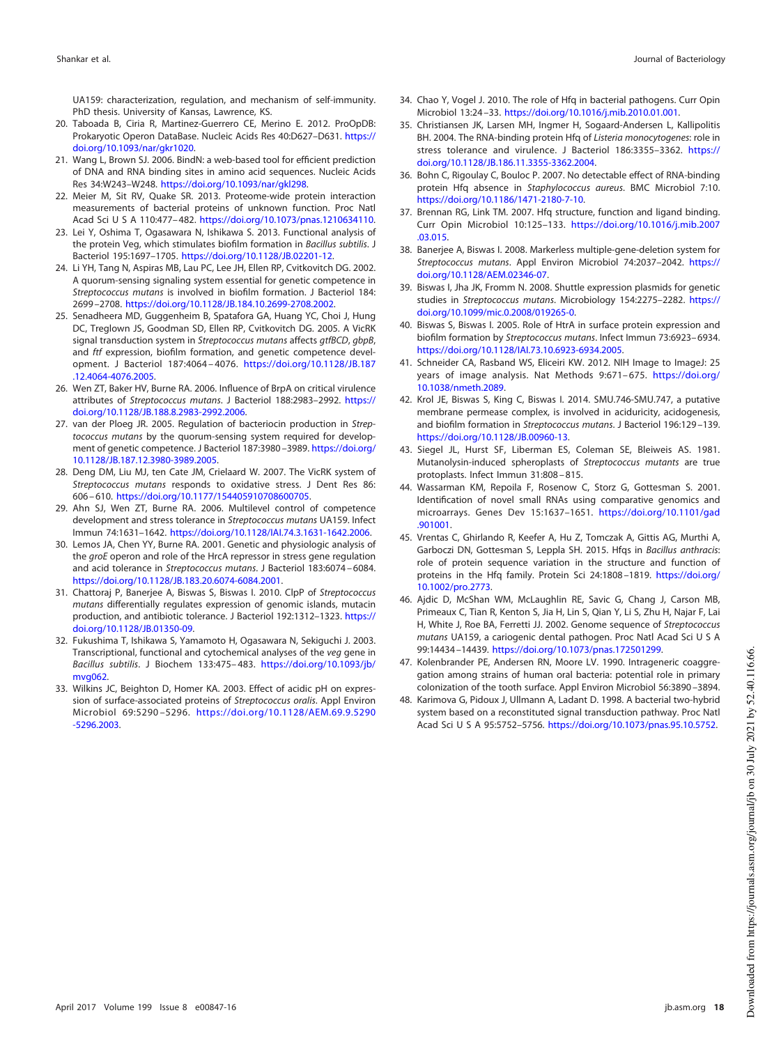UA159: characterization, regulation, and mechanism of self-immunity. PhD thesis. University of Kansas, Lawrence, KS.

20. Taboada B, Ciria R, Martinez-Guerrero CE, Merino E. 2012. ProOpDB: Prokaryotic Operon DataBase. Nucleic Acids Res 40:D627–D631. https://doi.org/10.1093/nar/gkr1020.
21. Wang L, Brown SJ. 2006. BindN: a web-based tool for efficient prediction of DNA and RNA binding sites in amino acid sequences. Nucleic Acids Res 34:W243–W248. https://doi.org/10.1093/nar/gkl298.
22. Meier M, Sit RV, Quake SR. 2013. Proteome-wide protein interaction measurements of bacterial proteins of unknown function. Proc Natl Acad Sci U S A 110:477–482. https://doi.org/10.1073/pnas.1210634110.
23. Lei Y, Oshima T, Ogasawara N, Ishikawa S. 2013. Functional analysis of the protein Veg, which stimulates biofilm formation in *Bacillus subtilis*. J Bacteriol 195:1697–1705. https://doi.org/10.1128/JB.02201-12.
24. Li YH, Tang N, Aspiras MB, Lau PC, Lee JH, Ellen RP, Cvitkovitch DG. 2002. A quorum-sensing signaling system essential for genetic competence in *Streptococcus mutans* is involved in biofilm formation. J Bacteriol 184: 2699–2708. https://doi.org/10.1128/JB.184.10.2699-2708.2002.
25. Senadheera MD, Guggenheim B, Spatafora GA, Huang YC, Choi J, Hung DC, Treglown JS, Goodman SD, Ellen RP, Cvitkovitch DG. 2005. A VicRK signal transduction system in *Streptococcus mutans* affects *gtfBCD*, *gbpB*, and *ftf* expression, biofilm formation, and genetic competence development. J Bacteriol 187:4064–4076. https://doi.org/10.1128/JB.187.12.4064-4076.2005.
26. Wen ZT, Baker HV, Burne RA. 2006. Influence of BrpA on critical virulence attributes of *Streptococcus mutans*. J Bacteriol 188:2983–2992. https://doi.org/10.1128/JB.188.8.2983-2992.2006.
27. van der Ploeg JR. 2005. Regulation of bacteriocin production in *Streptococcus mutans* by the quorum-sensing system required for development of genetic competence. J Bacteriol 187:3980–3989. https://doi.org/10.1128/JB.187.12.3980-3989.2005.
28. Deng DM, Liu MJ, ten Cate JM, Crielaard W. 2007. The VicRK system of *Streptococcus mutans* responds to oxidative stress. J Dent Res 86: 606–610. https://doi.org/10.1177/154405910708600705.
29. Ahn SJ, Wen ZT, Burne RA. 2006. Multilevel control of competence development and stress tolerance in *Streptococcus mutans* UA159. Infect Immun 74:1631–1642. https://doi.org/10.1128/IAI.74.3.1631-1642.2006.
30. Lemos JA, Chen YY, Burne RA. 2001. Genetic and physiologic analysis of the *groE* operon and role of the HrcA repressor in stress gene regulation and acid tolerance in *Streptococcus mutans*. J Bacteriol 183:6074–6084. https://doi.org/10.1128/JB.183.20.6074-6084.2001.
31. Chattoraj P, Banerjee A, Biswas S, Biswas I. 2010. ClpP of *Streptococcus mutans* differentially regulates expression of genomic islands, mutacin production, and antibiotic tolerance. J Bacteriol 192:1312–1323. https://doi.org/10.1128/JB.01350-09.
32. Fukushima T, Ishikawa S, Yamamoto H, Ogasawara N, Sekiguchi J. 2003. Transcriptional, functional and cytochemical analyses of the *veg* gene in *Bacillus subtilis*. J Biochem 133:475–483. https://doi.org/10.1093/jb/mvg062.
33. Wilkins JC, Beighton D, Homer KA. 2003. Effect of acidic pH on expression of surface-associated proteins of *Streptococcus oralis*. Appl Environ Microbiol 69:5290–5296. https://doi.org/10.1128/AEM.69.9.5290-5296.2003.
34. Chao Y, Vogel J. 2010. The role of Hfq in bacterial pathogens. Curr Opin Microbiol 13:24–33. https://doi.org/10.1016/j.mib.2010.01.001.
35. Christiansen JK, Larsen MH, Ingmer H, Sogaard-Andersen L, Kallipolitis BH. 2004. The RNA-binding protein Hfq of *Listeria monocytogenes*: role in stress tolerance and virulence. J Bacteriol 186:3355–3362. https://doi.org/10.1128/JB.186.11.3355-3362.2004.
36. Bohn C, Rigoulay C, Bouloc P. 2007. No detectable effect of RNA-binding protein Hfq absence in *Staphylococcus aureus*. BMC Microbiol 7:10. https://doi.org/10.1186/1471-2180-7-10.
37. Brennan RG, Link TM. 2007. Hfq structure, function and ligand binding. Curr Opin Microbiol 10:125–133. https://doi.org/10.1016/j.mib.2007.03.015.
38. Banerjee A, Biswas I. 2008. Markerless multiple-gene-deletion system for *Streptococcus mutans*. Appl Environ Microbiol 74:2037–2042. https://doi.org/10.1128/AEM.02346-07.
39. Biswas I, Jha JK, Fromm N. 2008. Shuttle expression plasmids for genetic studies in *Streptococcus mutans*. Microbiology 154:2275–2282. https://doi.org/10.1099/mic.0.2008/019265-0.
40. Biswas S, Biswas I. 2005. Role of HtrA in surface protein expression and biofilm formation by *Streptococcus mutans*. Infect Immun 73:6923–6934. https://doi.org/10.1128/IAI.73.10.6923-6934.2005.
41. Schneider CA, Rasband WS, Eliceiri KW. 2012. NIH Image to ImageJ: 25 years of image analysis. Nat Methods 9:671–675. https://doi.org/10.1038/nmeth.2089.
42. Krol JE, Biswas S, King C, Biswas I. 2014. SMU.746-SMU.747, a putative membrane permease complex, is involved in aciduricity, acidogenesis, and biofilm formation in *Streptococcus mutans*. J Bacteriol 196:129–139. https://doi.org/10.1128/JB.00960-13.
43. Siegel JL, Hurst SF, Liberman ES, Coleman SE, Bleiweis AS. 1981. Mutanolysin-induced spheroplasts of *Streptococcus mutants* are true protoplasts. Infect Immun 31:808–815.
44. Wassarman KM, Repoila F, Rosenow C, Storz G, Gottesman S. 2001. Identification of novel small RNAs using comparative genomics and microarrays. Genes Dev 15:1637–1651. https://doi.org/10.1101/gad.901001.
45. Vrentas C, Ghirlando R, Keefer A, Hu Z, Tomczak A, Gittis AG, Murthi A, Garboczi DN, Gottesman S, Leppla SH. 2015. Hfqs in *Bacillus anthracis*: role of protein sequence variation in the structure and function of proteins in the Hfq family. Protein Sci 24:1808–1819. https://doi.org/10.1002/pro.2773.
46. Ajdic D, McShan WM, McLaughlin RE, Savic G, Chang J, Carson MB, Primeaux C, Tian R, Kenton S, Jia H, Lin S, Qian Y, Li S, Zhu H, Najar F, Lai H, White J, Roe BA, Ferretti JJ. 2002. Genome sequence of *Streptococcus mutans* UA159, a cariogenic dental pathogen. Proc Natl Acad Sci U S A 99:14434–14439. https://doi.org/10.1073/pnas.172501299.
47. Kolenbrander PE, Andersen RN, Moore LV. 1990. Intrageneric coaggregation among strains of human oral bacteria: potential role in primary colonization of the tooth surface. Appl Environ Microbiol 56:3890–3894.
48. Karimova G, Pidoux J, Ullmann A, Ladant D. 1998. A bacterial two-hybrid system based on a reconstituted signal transduction pathway. Proc Natl Acad Sci U S A 95:5752–5756. https://doi.org/10.1073/pnas.95.10.5752.